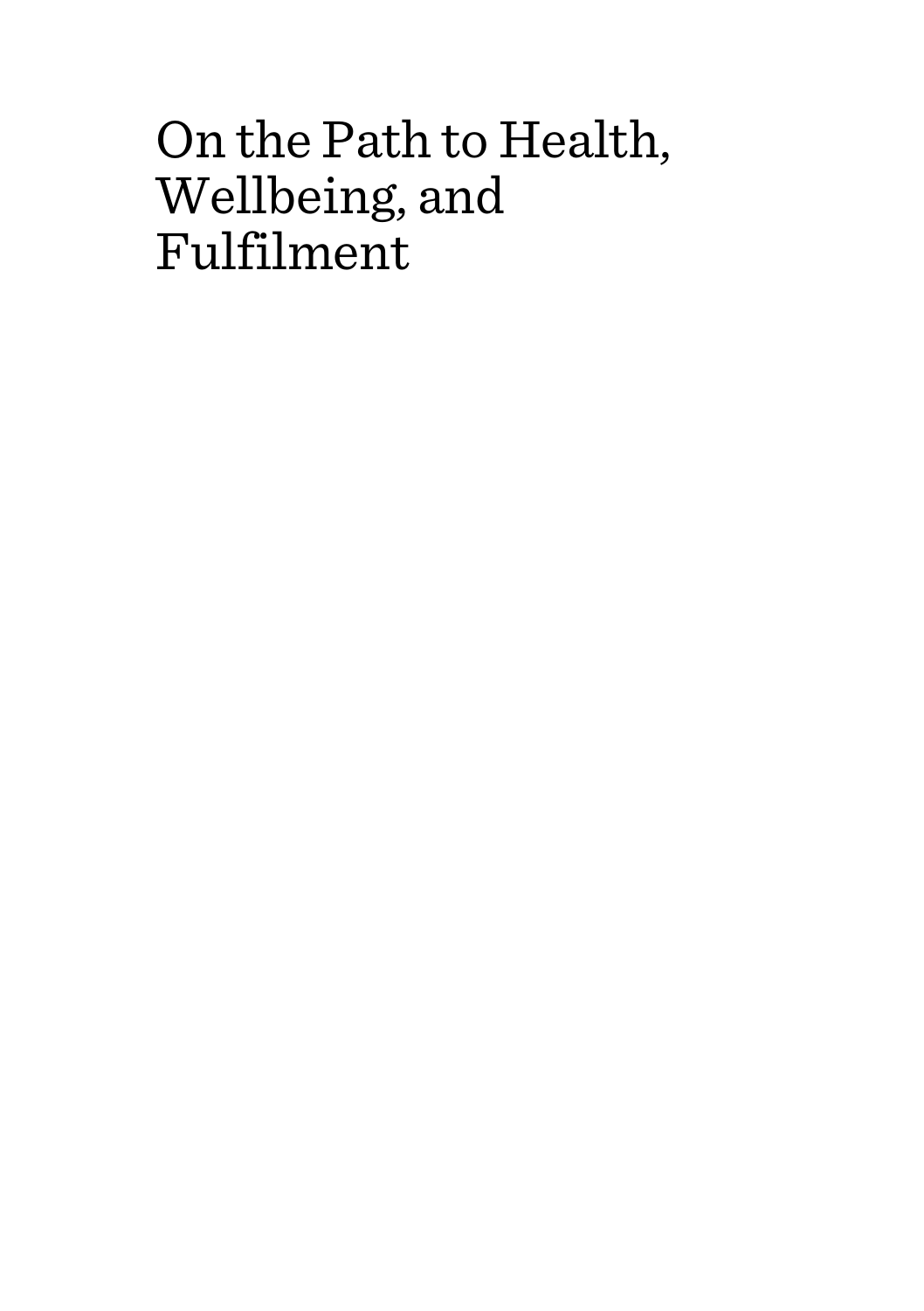# On the Path to Health, Wellbeing, and Fulfilment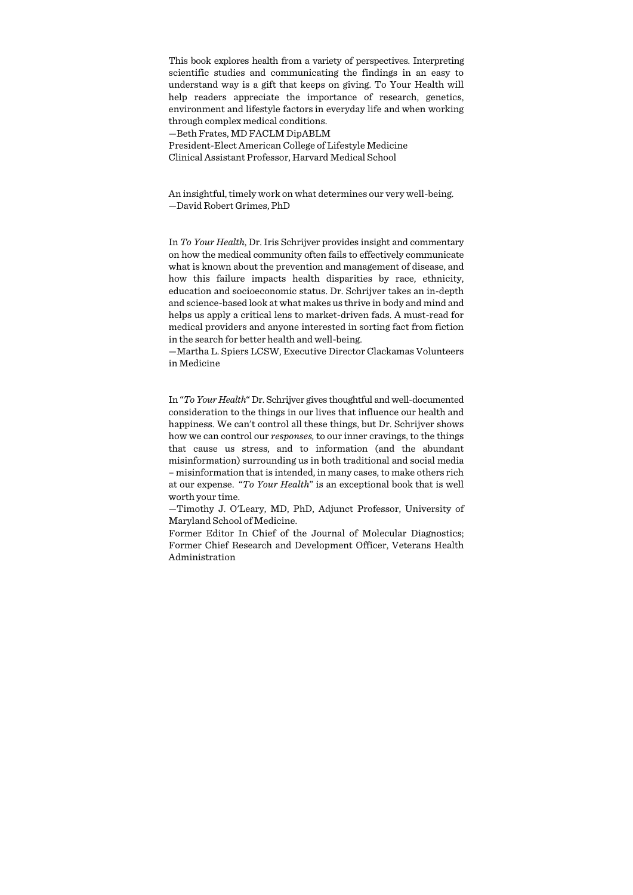This book explores health from a variety of perspectives. Interpreting scientific studies and communicating the findings in an easy to understand way is a gift that keeps on giving. To Your Health will help readers appreciate the importance of research, genetics, environment and lifestyle factors in everyday life and when working through complex medical conditions.

—Beth Frates, MD FACLM DipABLM
President-Elect American College of Lifestyle Medicine
Clinical Assistant Professor, Harvard Medical School

An insightful, timely work on what determines our very well-being.
—David Robert Grimes, PhD

In *To Your Health*, Dr. Iris Schrijver provides insight and commentary on how the medical community often fails to effectively communicate what is known about the prevention and management of disease, and how this failure impacts health disparities by race, ethnicity, education and socioeconomic status. Dr. Schrijver takes an in-depth and science-based look at what makes us thrive in body and mind and helps us apply a critical lens to market-driven fads. A must-read for medical providers and anyone interested in sorting fact from fiction in the search for better health and well-being.
—Martha L. Spiers LCSW, Executive Director Clackamas Volunteers in Medicine

In "*To Your Health*" Dr. Schrijver gives thoughtful and well-documented consideration to the things in our lives that influence our health and happiness. We can't control all these things, but Dr. Schrijver shows how we can control our *responses,* to our inner cravings, to the things that cause us stress, and to information (and the abundant misinformation) surrounding us in both traditional and social media – misinformation that is intended, in many cases, to make others rich at our expense. "*To Your Health*" is an exceptional book that is well worth your time.
—Timothy J. O'Leary, MD, PhD, Adjunct Professor, University of Maryland School of Medicine.
Former Editor In Chief of the Journal of Molecular Diagnostics; Former Chief Research and Development Officer, Veterans Health Administration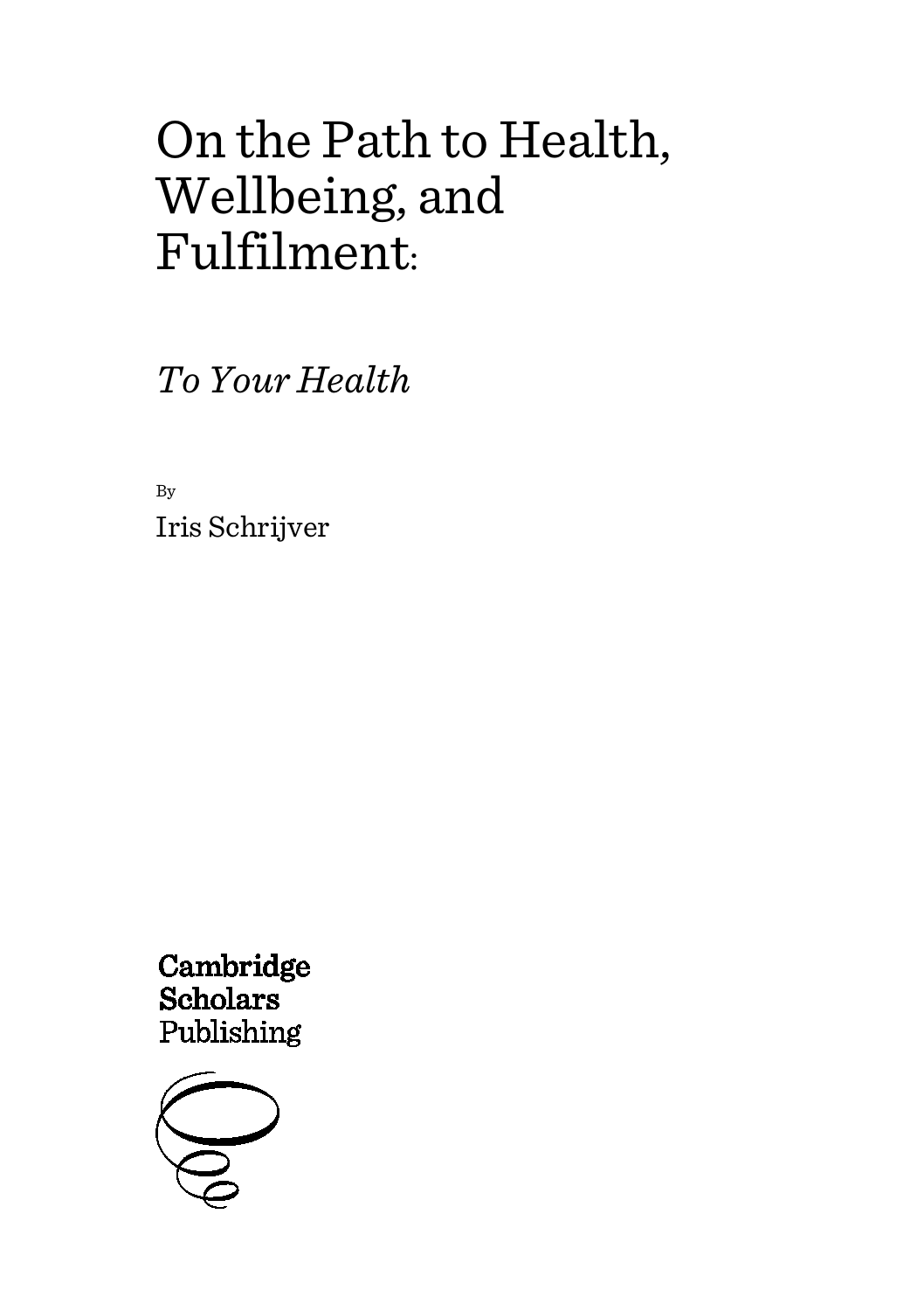# On the Path to Health, Wellbeing, and Fulfilment:

*To Your Health*

By

Iris Schrijver

Cambridge Scholars Publishing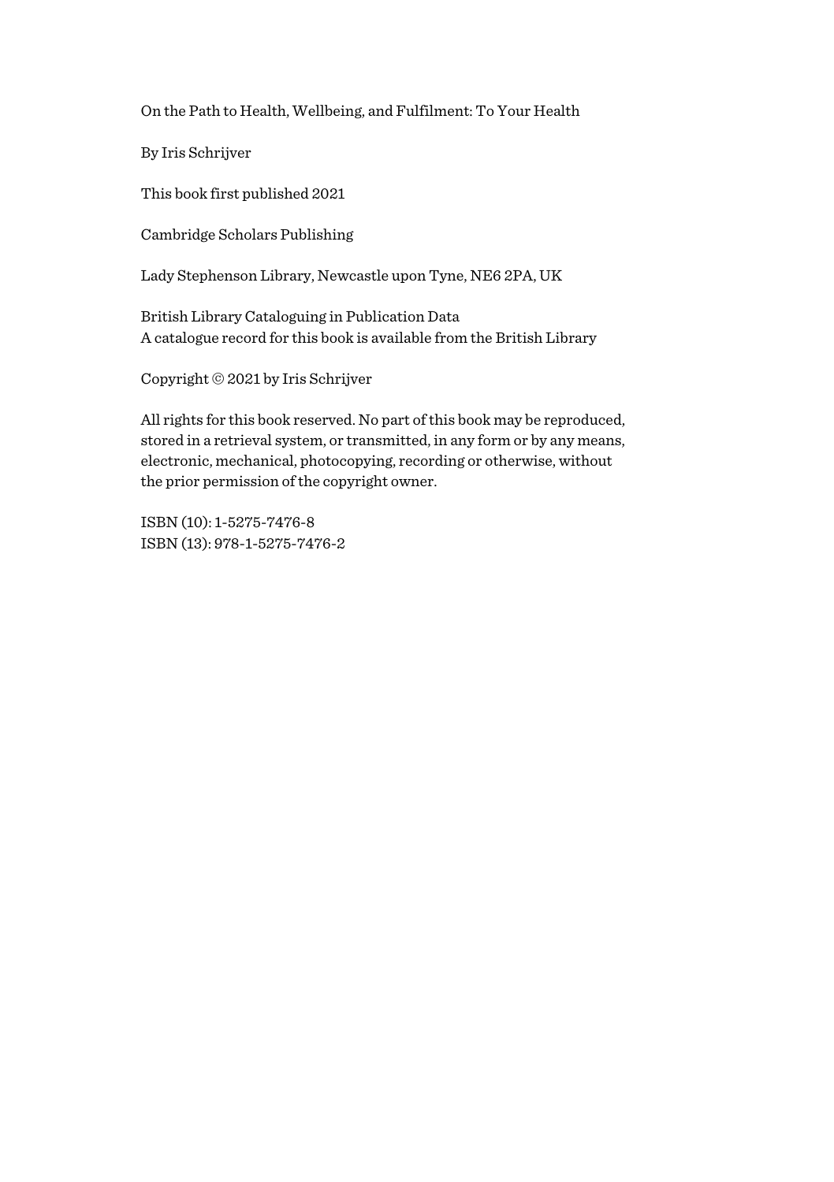On the Path to Health, Wellbeing, and Fulfilment: To Your Health

By Iris Schrijver

This book first published 2021

Cambridge Scholars Publishing

Lady Stephenson Library, Newcastle upon Tyne, NE6 2PA, UK

British Library Cataloguing in Publication Data
A catalogue record for this book is available from the British Library

Copyright © 2021 by Iris Schrijver

All rights for this book reserved. No part of this book may be reproduced, stored in a retrieval system, or transmitted, in any form or by any means, electronic, mechanical, photocopying, recording or otherwise, without the prior permission of the copyright owner.

ISBN (10): 1-5275-7476-8
ISBN (13): 978-1-5275-7476-2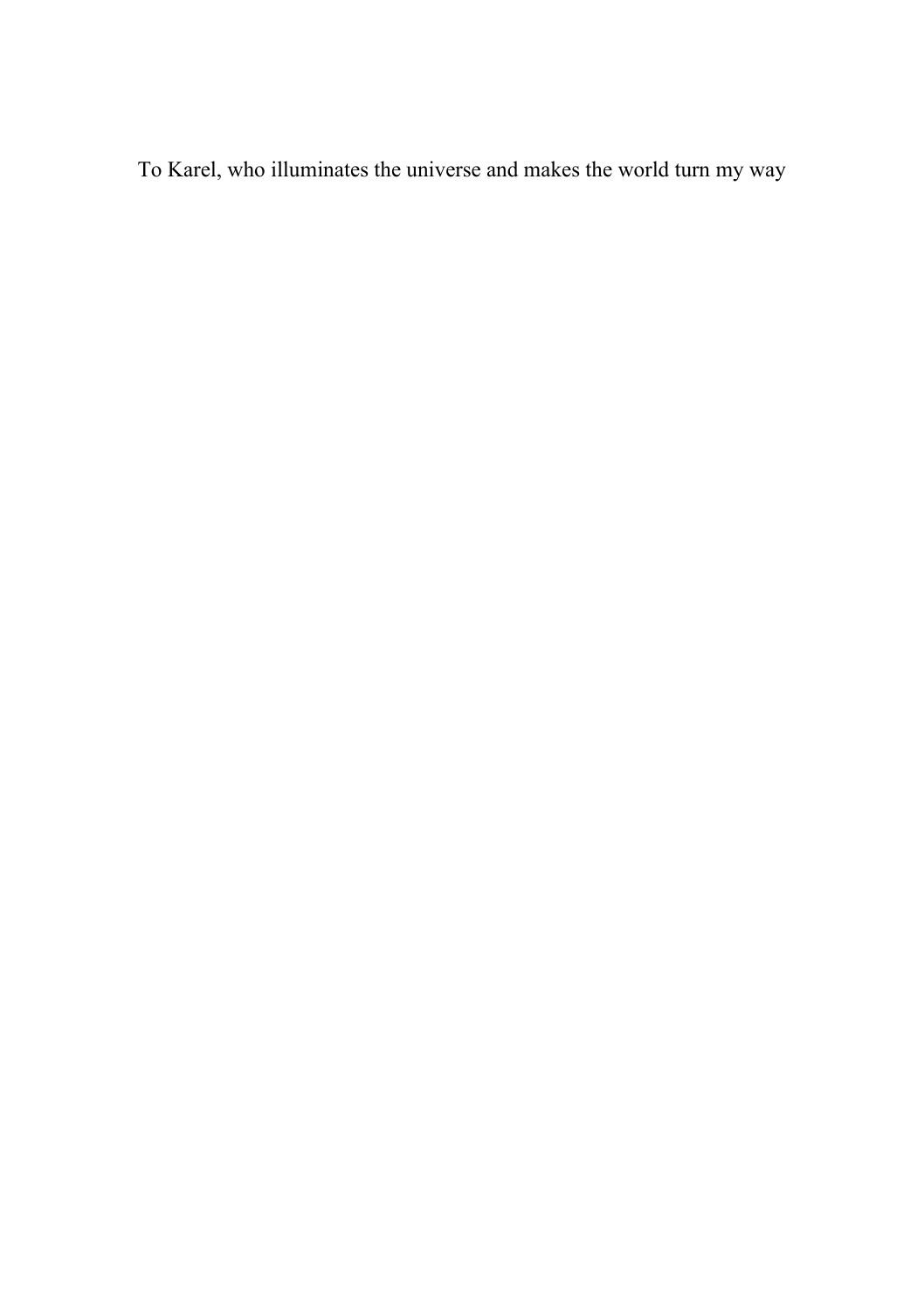To Karel, who illuminates the universe and makes the world turn my way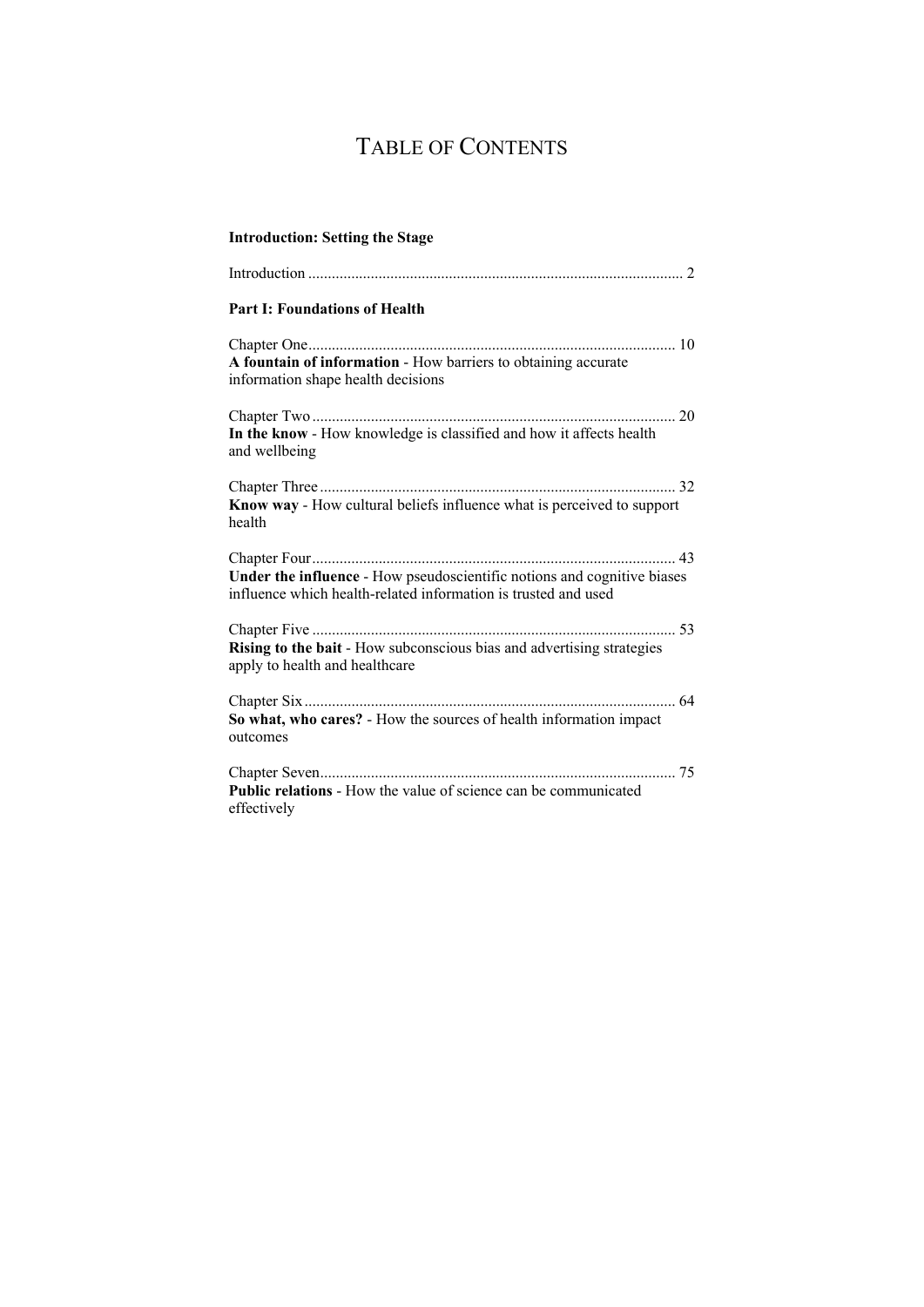# TABLE OF CONTENTS

**Introduction: Setting the Stage**

Introduction ............................................................................................... 2

**Part I: Foundations of Health**

Chapter One............................................................................................. 10
**A fountain of information** - How barriers to obtaining accurate information shape health decisions

Chapter Two ............................................................................................ 20
**In the know** - How knowledge is classified and how it affects health and wellbeing

Chapter Three .......................................................................................... 32
**Know way** - How cultural beliefs influence what is perceived to support health

Chapter Four............................................................................................ 43
**Under the influence** - How pseudoscientific notions and cognitive biases influence which health-related information is trusted and used

Chapter Five ............................................................................................ 53
**Rising to the bait** - How subconscious bias and advertising strategies apply to health and healthcare

Chapter Six .............................................................................................. 64
**So what, who cares?** - How the sources of health information impact outcomes

Chapter Seven.......................................................................................... 75
**Public relations** - How the value of science can be communicated effectively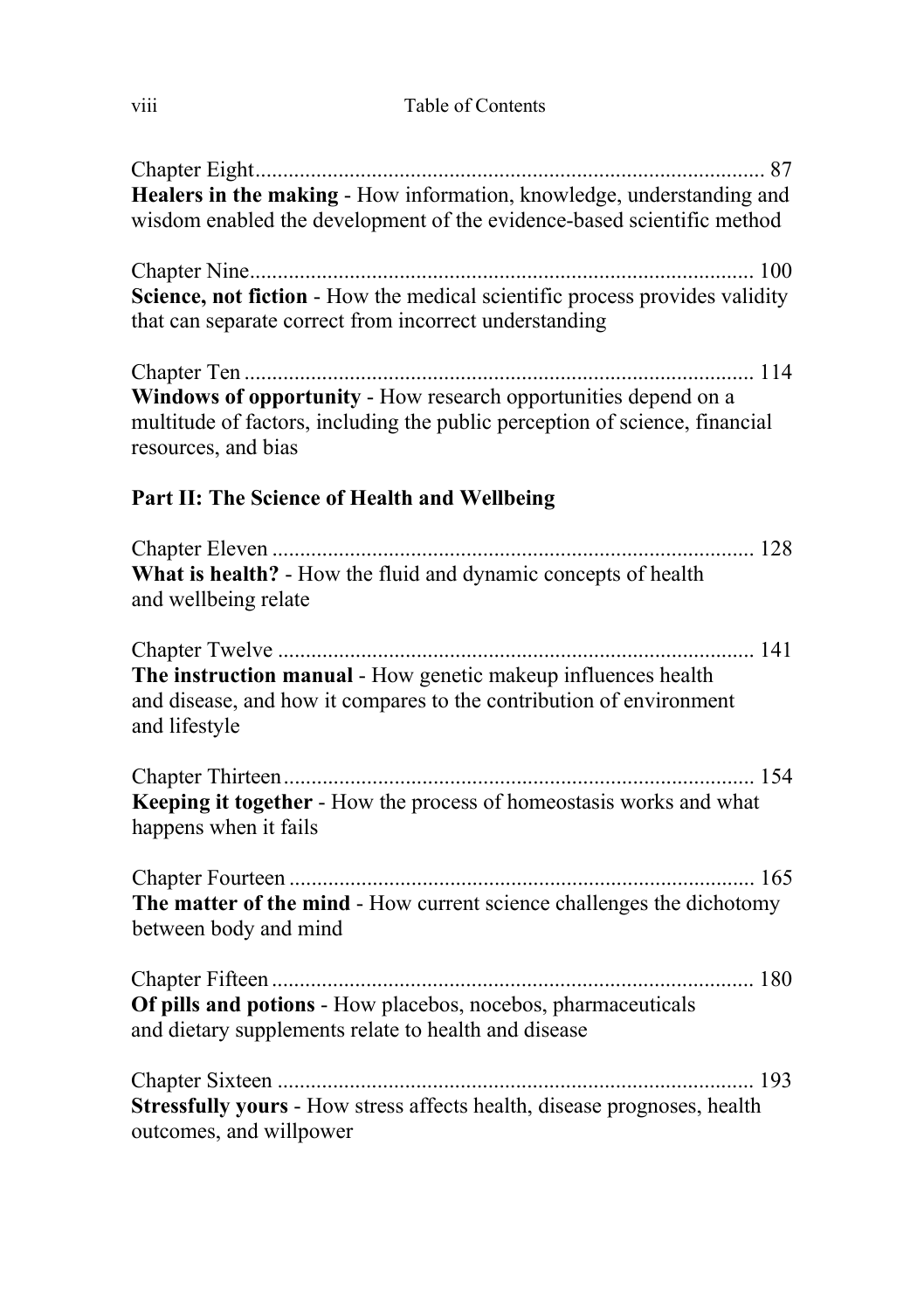Chapter Eight ........................................................................................ 87
**Healers in the making** - How information, knowledge, understanding and wisdom enabled the development of the evidence-based scientific method

Chapter Nine ........................................................................................ 100
**Science, not fiction** - How the medical scientific process provides validity that can separate correct from incorrect understanding

Chapter Ten ........................................................................................ 114
**Windows of opportunity** - How research opportunities depend on a multitude of factors, including the public perception of science, financial resources, and bias

## Part II: The Science of Health and Wellbeing

Chapter Eleven ........................................................................................ 128
**What is health?** - How the fluid and dynamic concepts of health and wellbeing relate

Chapter Twelve ........................................................................................ 141
**The instruction manual** - How genetic makeup influences health and disease, and how it compares to the contribution of environment and lifestyle

Chapter Thirteen ........................................................................................ 154
**Keeping it together** - How the process of homeostasis works and what happens when it fails

Chapter Fourteen ........................................................................................ 165
**The matter of the mind** - How current science challenges the dichotomy between body and mind

Chapter Fifteen ........................................................................................ 180
**Of pills and potions** - How placebos, nocebos, pharmaceuticals and dietary supplements relate to health and disease

Chapter Sixteen ........................................................................................ 193
**Stressfully yours** - How stress affects health, disease prognoses, health outcomes, and willpower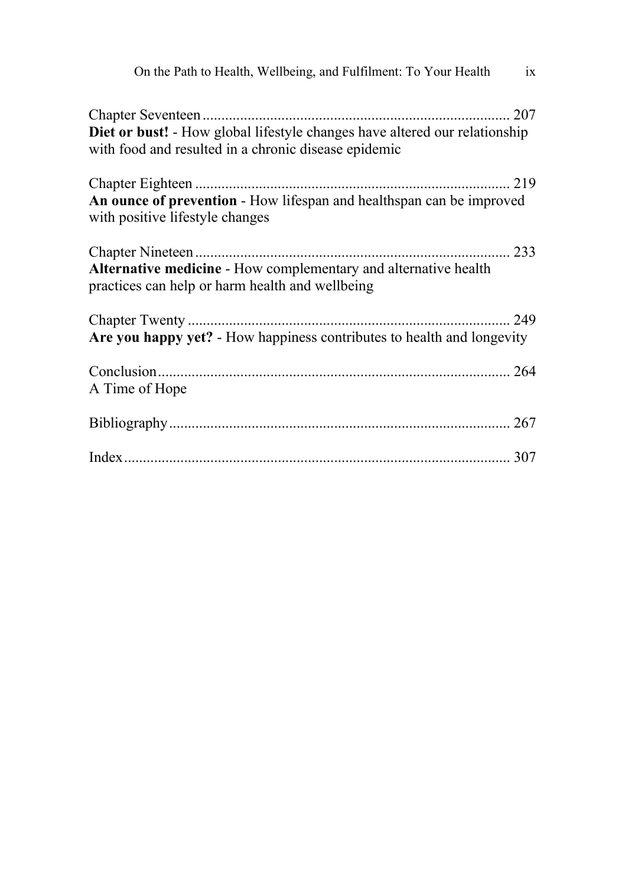Chapter Seventeen ................................................................................. 207
**Diet or bust!** - How global lifestyle changes have altered our relationship with food and resulted in a chronic disease epidemic

Chapter Eighteen ................................................................................... 219
**An ounce of prevention** - How lifespan and healthspan can be improved with positive lifestyle changes

Chapter Nineteen ................................................................................... 233
**Alternative medicine** - How complementary and alternative health practices can help or harm health and wellbeing

Chapter Twenty ..................................................................................... 249
**Are you happy yet?** - How happiness contributes to health and longevity

Conclusion ............................................................................................. 264
A Time of Hope

Bibliography .......................................................................................... 267

Index ...................................................................................................... 307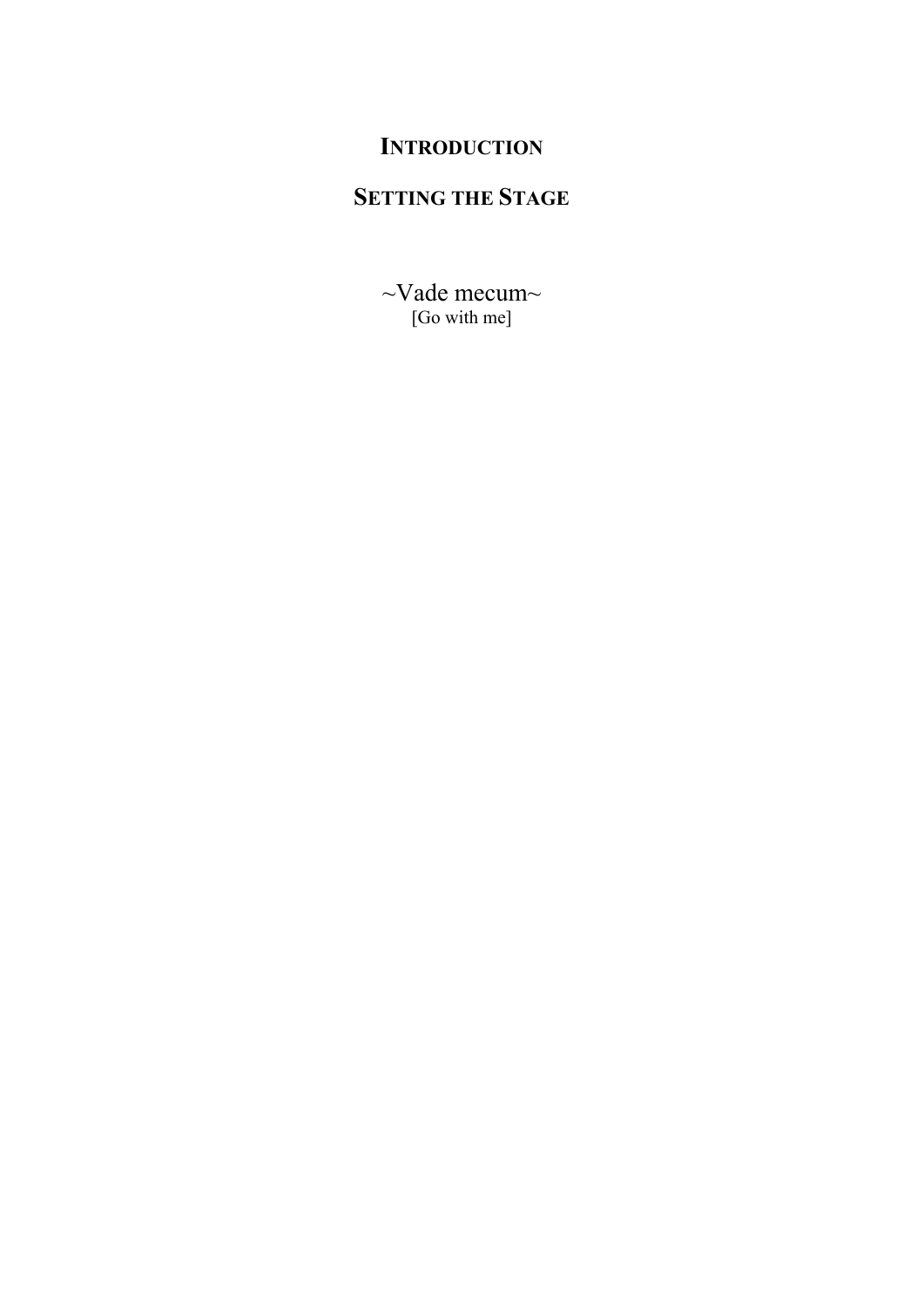# INTRODUCTION

## SETTING THE STAGE

~Vade mecum~
[Go with me]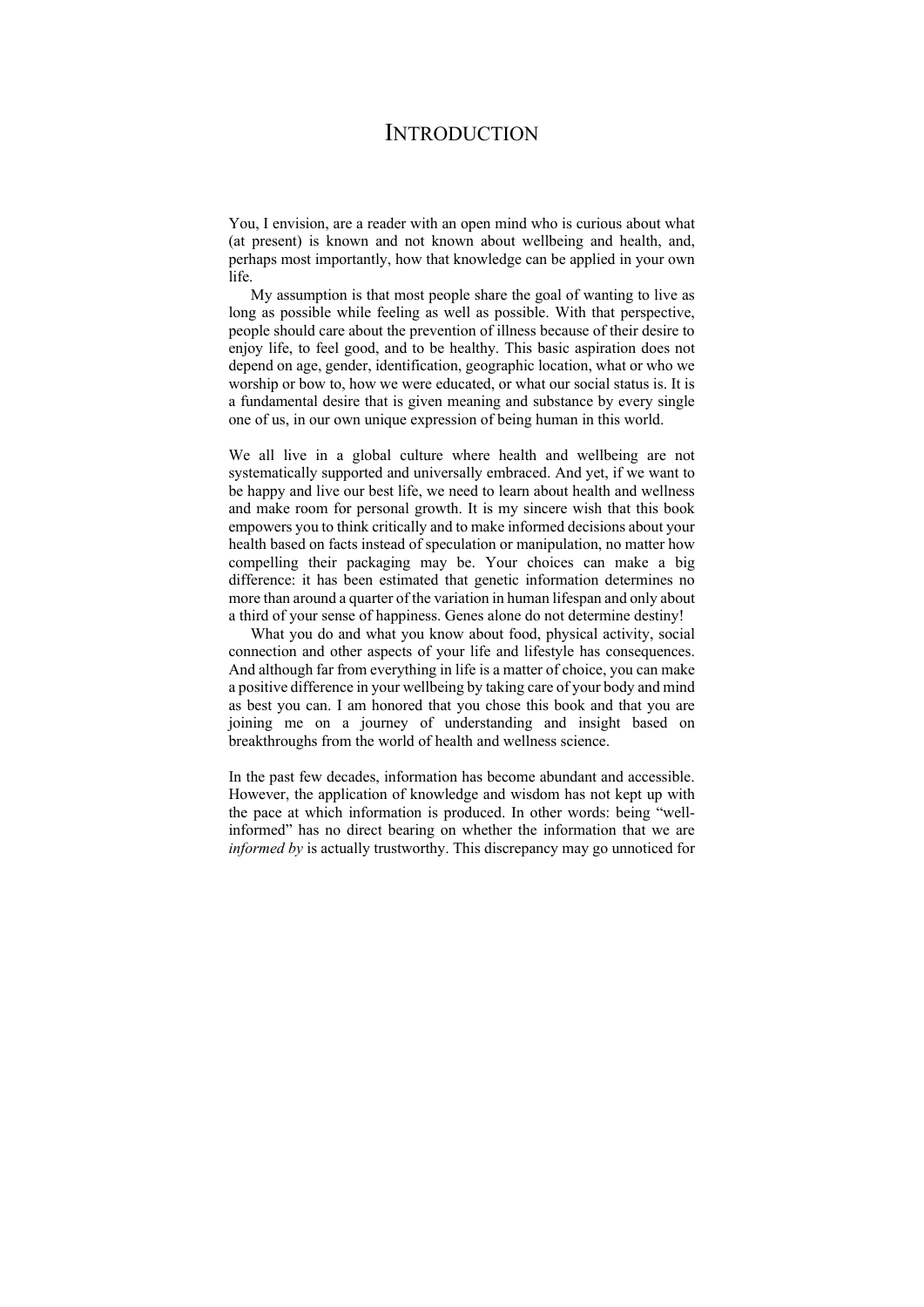# Introduction

You, I envision, are a reader with an open mind who is curious about what (at present) is known and not known about wellbeing and health, and, perhaps most importantly, how that knowledge can be applied in your own life.

My assumption is that most people share the goal of wanting to live as long as possible while feeling as well as possible. With that perspective, people should care about the prevention of illness because of their desire to enjoy life, to feel good, and to be healthy. This basic aspiration does not depend on age, gender, identification, geographic location, what or who we worship or bow to, how we were educated, or what our social status is. It is a fundamental desire that is given meaning and substance by every single one of us, in our own unique expression of being human in this world.

We all live in a global culture where health and wellbeing are not systematically supported and universally embraced. And yet, if we want to be happy and live our best life, we need to learn about health and wellness and make room for personal growth. It is my sincere wish that this book empowers you to think critically and to make informed decisions about your health based on facts instead of speculation or manipulation, no matter how compelling their packaging may be. Your choices can make a big difference: it has been estimated that genetic information determines no more than around a quarter of the variation in human lifespan and only about a third of your sense of happiness. Genes alone do not determine destiny!

What you do and what you know about food, physical activity, social connection and other aspects of your life and lifestyle has consequences. And although far from everything in life is a matter of choice, you can make a positive difference in your wellbeing by taking care of your body and mind as best you can. I am honored that you chose this book and that you are joining me on a journey of understanding and insight based on breakthroughs from the world of health and wellness science.

In the past few decades, information has become abundant and accessible. However, the application of knowledge and wisdom has not kept up with the pace at which information is produced. In other words: being "well-informed" has no direct bearing on whether the information that we are *informed by* is actually trustworthy. This discrepancy may go unnoticed for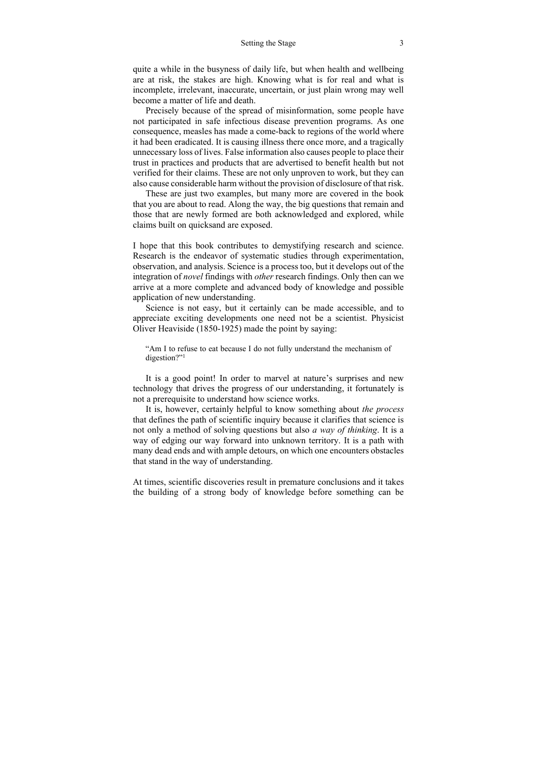quite a while in the busyness of daily life, but when health and wellbeing are at risk, the stakes are high. Knowing what is for real and what is incomplete, irrelevant, inaccurate, uncertain, or just plain wrong may well become a matter of life and death.

Precisely because of the spread of misinformation, some people have not participated in safe infectious disease prevention programs. As one consequence, measles has made a come-back to regions of the world where it had been eradicated. It is causing illness there once more, and a tragically unnecessary loss of lives. False information also causes people to place their trust in practices and products that are advertised to benefit health but not verified for their claims. These are not only unproven to work, but they can also cause considerable harm without the provision of disclosure of that risk.

These are just two examples, but many more are covered in the book that you are about to read. Along the way, the big questions that remain and those that are newly formed are both acknowledged and explored, while claims built on quicksand are exposed.

I hope that this book contributes to demystifying research and science. Research is the endeavor of systematic studies through experimentation, observation, and analysis. Science is a process too, but it develops out of the integration of *novel* findings with *other* research findings. Only then can we arrive at a more complete and advanced body of knowledge and possible application of new understanding.

Science is not easy, but it certainly can be made accessible, and to appreciate exciting developments one need not be a scientist. Physicist Oliver Heaviside (1850-1925) made the point by saying:

> "Am I to refuse to eat because I do not fully understand the mechanism of digestion?"[1]

It is a good point! In order to marvel at nature's surprises and new technology that drives the progress of our understanding, it fortunately is not a prerequisite to understand how science works.

It is, however, certainly helpful to know something about *the process* that defines the path of scientific inquiry because it clarifies that science is not only a method of solving questions but also *a way of thinking*. It is a way of edging our way forward into unknown territory. It is a path with many dead ends and with ample detours, on which one encounters obstacles that stand in the way of understanding.

At times, scientific discoveries result in premature conclusions and it takes the building of a strong body of knowledge before something can be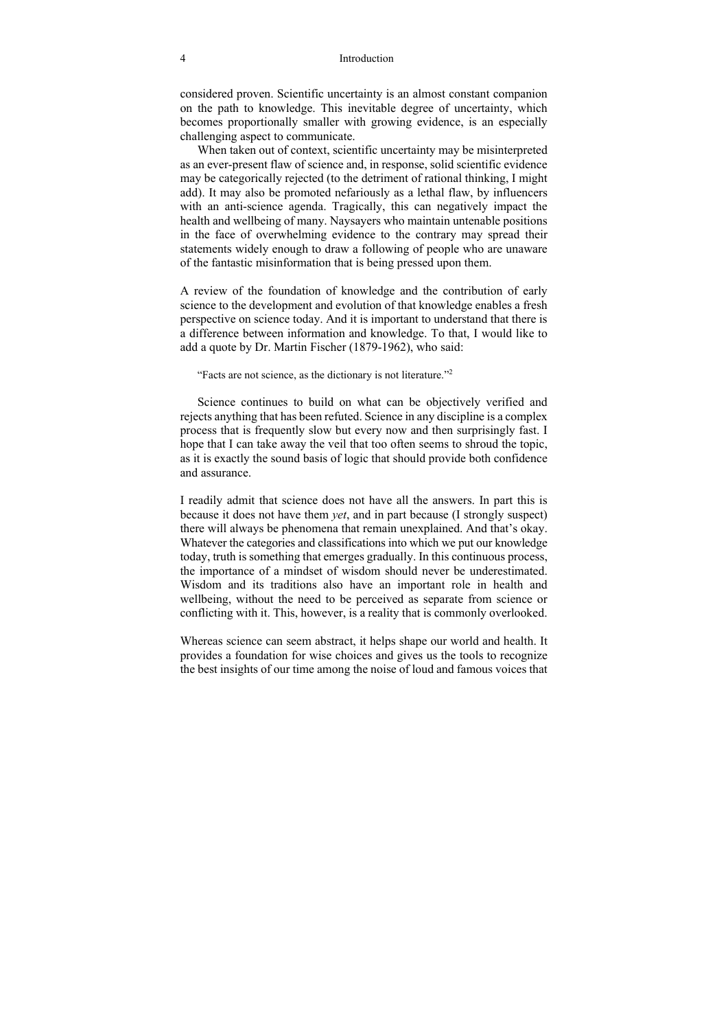considered proven. Scientific uncertainty is an almost constant companion on the path to knowledge. This inevitable degree of uncertainty, which becomes proportionally smaller with growing evidence, is an especially challenging aspect to communicate.

When taken out of context, scientific uncertainty may be misinterpreted as an ever-present flaw of science and, in response, solid scientific evidence may be categorically rejected (to the detriment of rational thinking, I might add). It may also be promoted nefariously as a lethal flaw, by influencers with an anti-science agenda. Tragically, this can negatively impact the health and wellbeing of many. Naysayers who maintain untenable positions in the face of overwhelming evidence to the contrary may spread their statements widely enough to draw a following of people who are unaware of the fantastic misinformation that is being pressed upon them.

A review of the foundation of knowledge and the contribution of early science to the development and evolution of that knowledge enables a fresh perspective on science today. And it is important to understand that there is a difference between information and knowledge. To that, I would like to add a quote by Dr. Martin Fischer (1879-1962), who said:

> "Facts are not science, as the dictionary is not literature."[2]

Science continues to build on what can be objectively verified and rejects anything that has been refuted. Science in any discipline is a complex process that is frequently slow but every now and then surprisingly fast. I hope that I can take away the veil that too often seems to shroud the topic, as it is exactly the sound basis of logic that should provide both confidence and assurance.

I readily admit that science does not have all the answers. In part this is because it does not have them *yet*, and in part because (I strongly suspect) there will always be phenomena that remain unexplained. And that's okay. Whatever the categories and classifications into which we put our knowledge today, truth is something that emerges gradually. In this continuous process, the importance of a mindset of wisdom should never be underestimated. Wisdom and its traditions also have an important role in health and wellbeing, without the need to be perceived as separate from science or conflicting with it. This, however, is a reality that is commonly overlooked.

Whereas science can seem abstract, it helps shape our world and health. It provides a foundation for wise choices and gives us the tools to recognize the best insights of our time among the noise of loud and famous voices that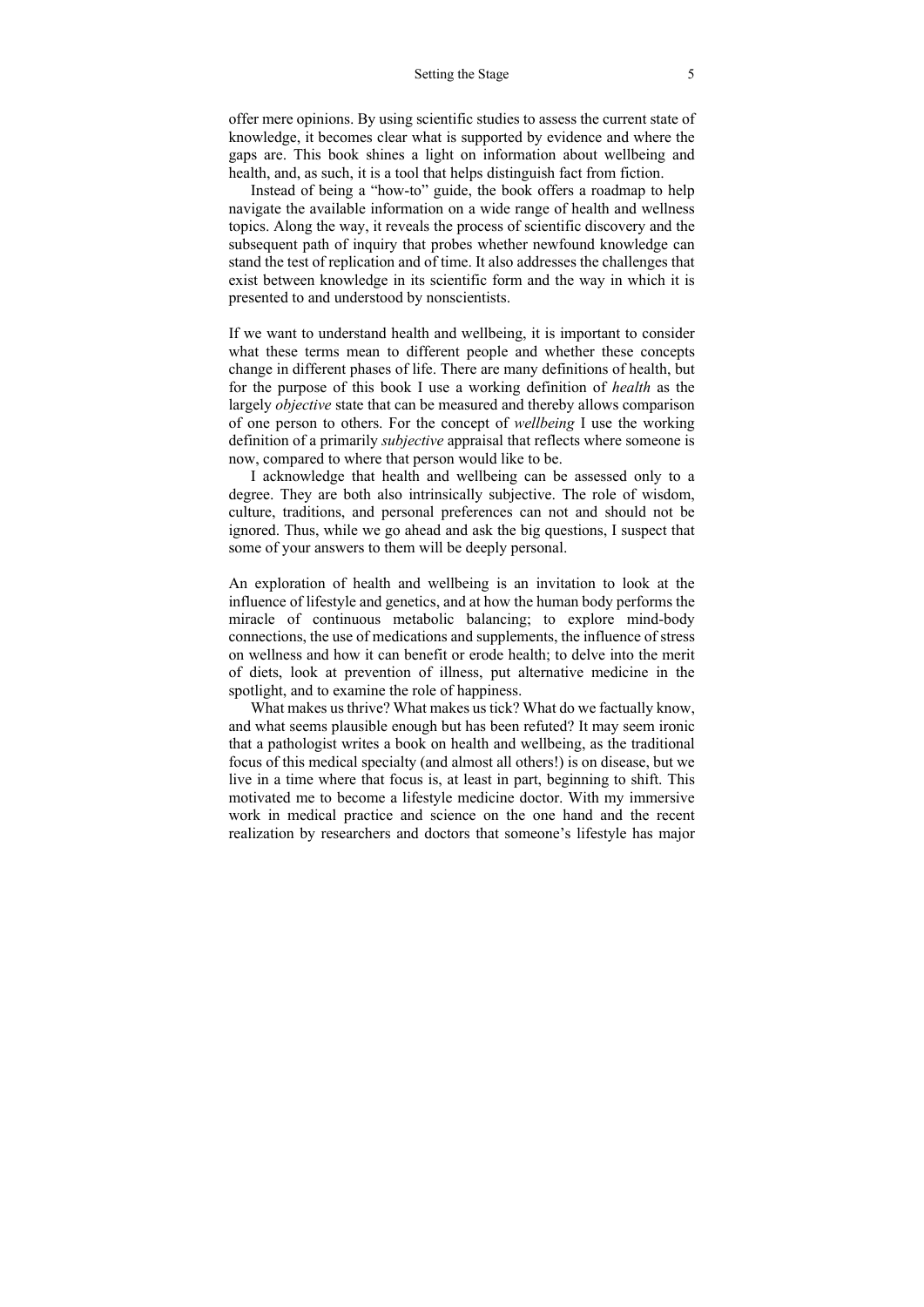offer mere opinions. By using scientific studies to assess the current state of knowledge, it becomes clear what is supported by evidence and where the gaps are. This book shines a light on information about wellbeing and health, and, as such, it is a tool that helps distinguish fact from fiction.

Instead of being a "how-to" guide, the book offers a roadmap to help navigate the available information on a wide range of health and wellness topics. Along the way, it reveals the process of scientific discovery and the subsequent path of inquiry that probes whether newfound knowledge can stand the test of replication and of time. It also addresses the challenges that exist between knowledge in its scientific form and the way in which it is presented to and understood by nonscientists.

If we want to understand health and wellbeing, it is important to consider what these terms mean to different people and whether these concepts change in different phases of life. There are many definitions of health, but for the purpose of this book I use a working definition of *health* as the largely *objective* state that can be measured and thereby allows comparison of one person to others. For the concept of *wellbeing* I use the working definition of a primarily *subjective* appraisal that reflects where someone is now, compared to where that person would like to be.

I acknowledge that health and wellbeing can be assessed only to a degree. They are both also intrinsically subjective. The role of wisdom, culture, traditions, and personal preferences can not and should not be ignored. Thus, while we go ahead and ask the big questions, I suspect that some of your answers to them will be deeply personal.

An exploration of health and wellbeing is an invitation to look at the influence of lifestyle and genetics, and at how the human body performs the miracle of continuous metabolic balancing; to explore mind-body connections, the use of medications and supplements, the influence of stress on wellness and how it can benefit or erode health; to delve into the merit of diets, look at prevention of illness, put alternative medicine in the spotlight, and to examine the role of happiness.

What makes us thrive? What makes us tick? What do we factually know, and what seems plausible enough but has been refuted? It may seem ironic that a pathologist writes a book on health and wellbeing, as the traditional focus of this medical specialty (and almost all others!) is on disease, but we live in a time where that focus is, at least in part, beginning to shift. This motivated me to become a lifestyle medicine doctor. With my immersive work in medical practice and science on the one hand and the recent realization by researchers and doctors that someone's lifestyle has major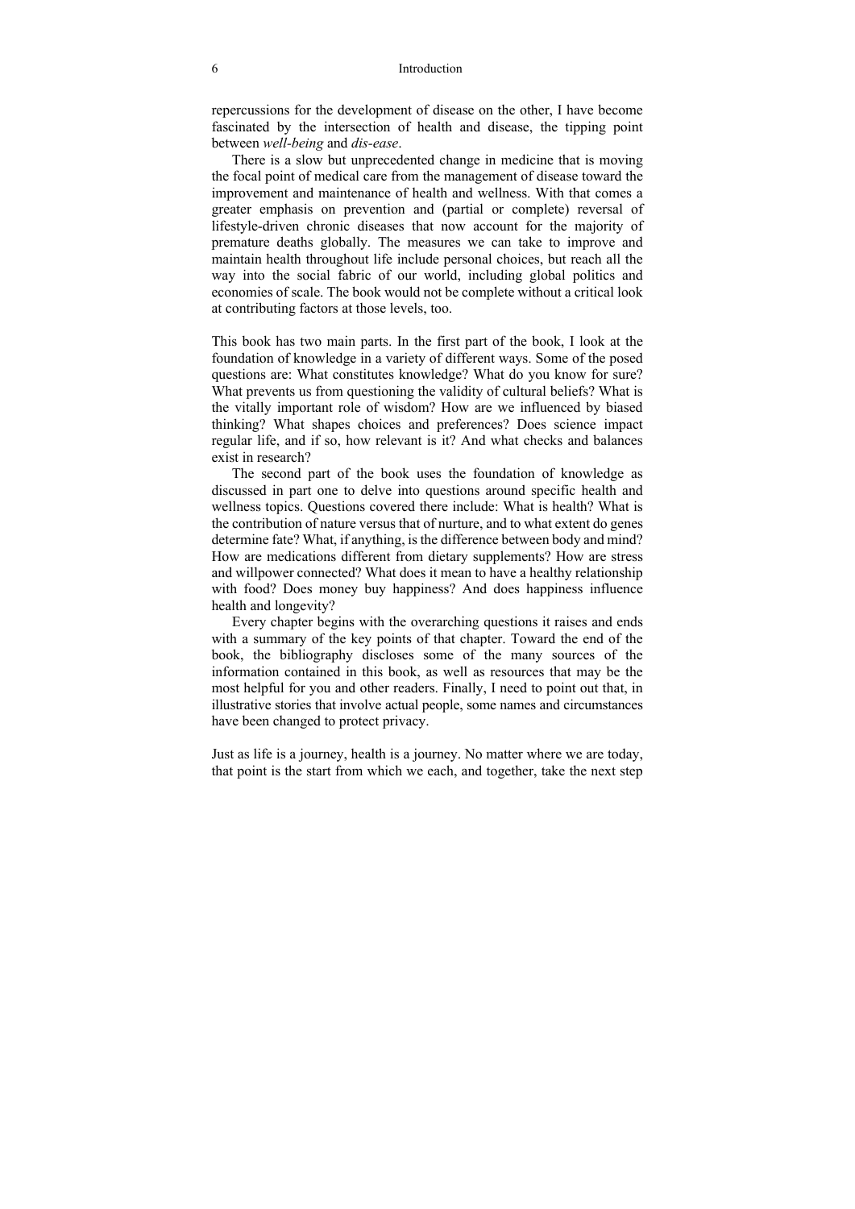repercussions for the development of disease on the other, I have become fascinated by the intersection of health and disease, the tipping point between *well-being* and *dis-ease*.

There is a slow but unprecedented change in medicine that is moving the focal point of medical care from the management of disease toward the improvement and maintenance of health and wellness. With that comes a greater emphasis on prevention and (partial or complete) reversal of lifestyle-driven chronic diseases that now account for the majority of premature deaths globally. The measures we can take to improve and maintain health throughout life include personal choices, but reach all the way into the social fabric of our world, including global politics and economies of scale. The book would not be complete without a critical look at contributing factors at those levels, too.

This book has two main parts. In the first part of the book, I look at the foundation of knowledge in a variety of different ways. Some of the posed questions are: What constitutes knowledge? What do you know for sure? What prevents us from questioning the validity of cultural beliefs? What is the vitally important role of wisdom? How are we influenced by biased thinking? What shapes choices and preferences? Does science impact regular life, and if so, how relevant is it? And what checks and balances exist in research?

The second part of the book uses the foundation of knowledge as discussed in part one to delve into questions around specific health and wellness topics. Questions covered there include: What is health? What is the contribution of nature versus that of nurture, and to what extent do genes determine fate? What, if anything, is the difference between body and mind? How are medications different from dietary supplements? How are stress and willpower connected? What does it mean to have a healthy relationship with food? Does money buy happiness? And does happiness influence health and longevity?

Every chapter begins with the overarching questions it raises and ends with a summary of the key points of that chapter. Toward the end of the book, the bibliography discloses some of the many sources of the information contained in this book, as well as resources that may be the most helpful for you and other readers. Finally, I need to point out that, in illustrative stories that involve actual people, some names and circumstances have been changed to protect privacy.

Just as life is a journey, health is a journey. No matter where we are today, that point is the start from which we each, and together, take the next step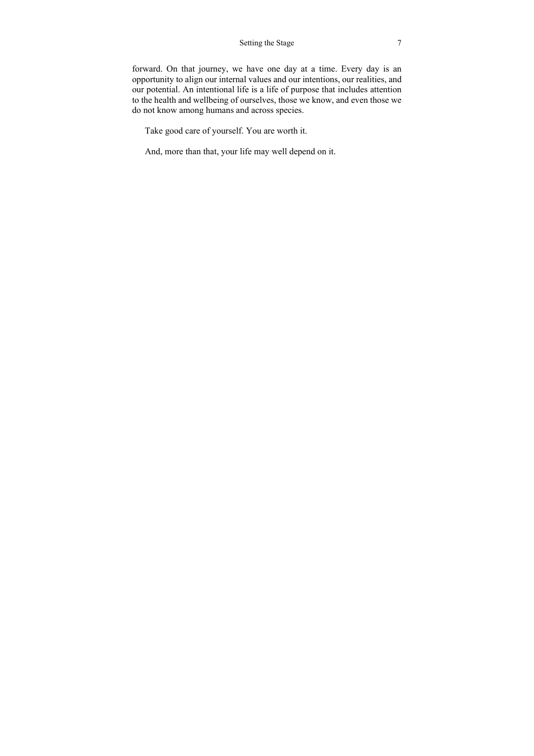forward. On that journey, we have one day at a time. Every day is an opportunity to align our internal values and our intentions, our realities, and our potential. An intentional life is a life of purpose that includes attention to the health and wellbeing of ourselves, those we know, and even those we do not know among humans and across species.

Take good care of yourself. You are worth it.

And, more than that, your life may well depend on it.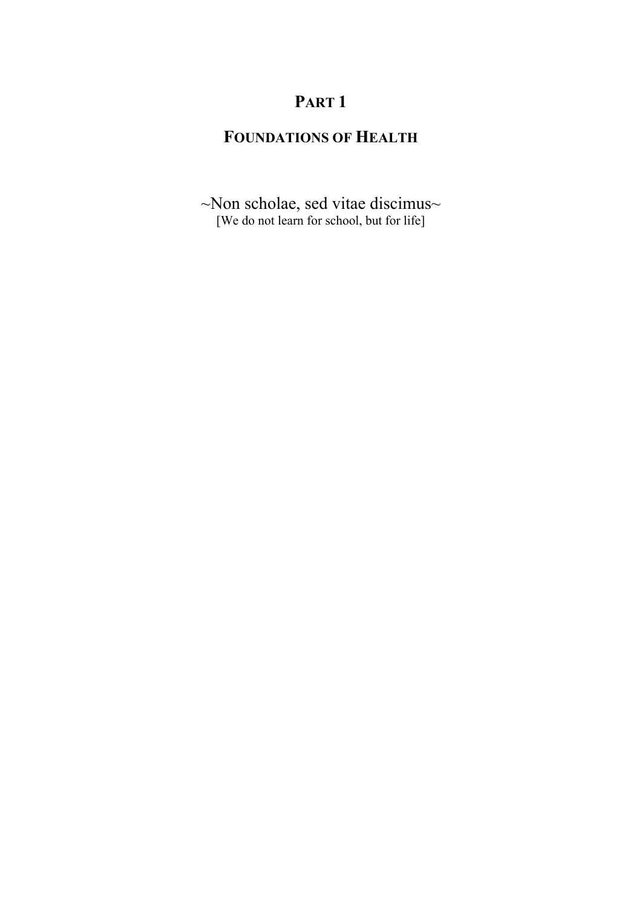# PART 1

## FOUNDATIONS OF HEALTH

~Non scholae, sed vitae discimus~

[We do not learn for school, but for life]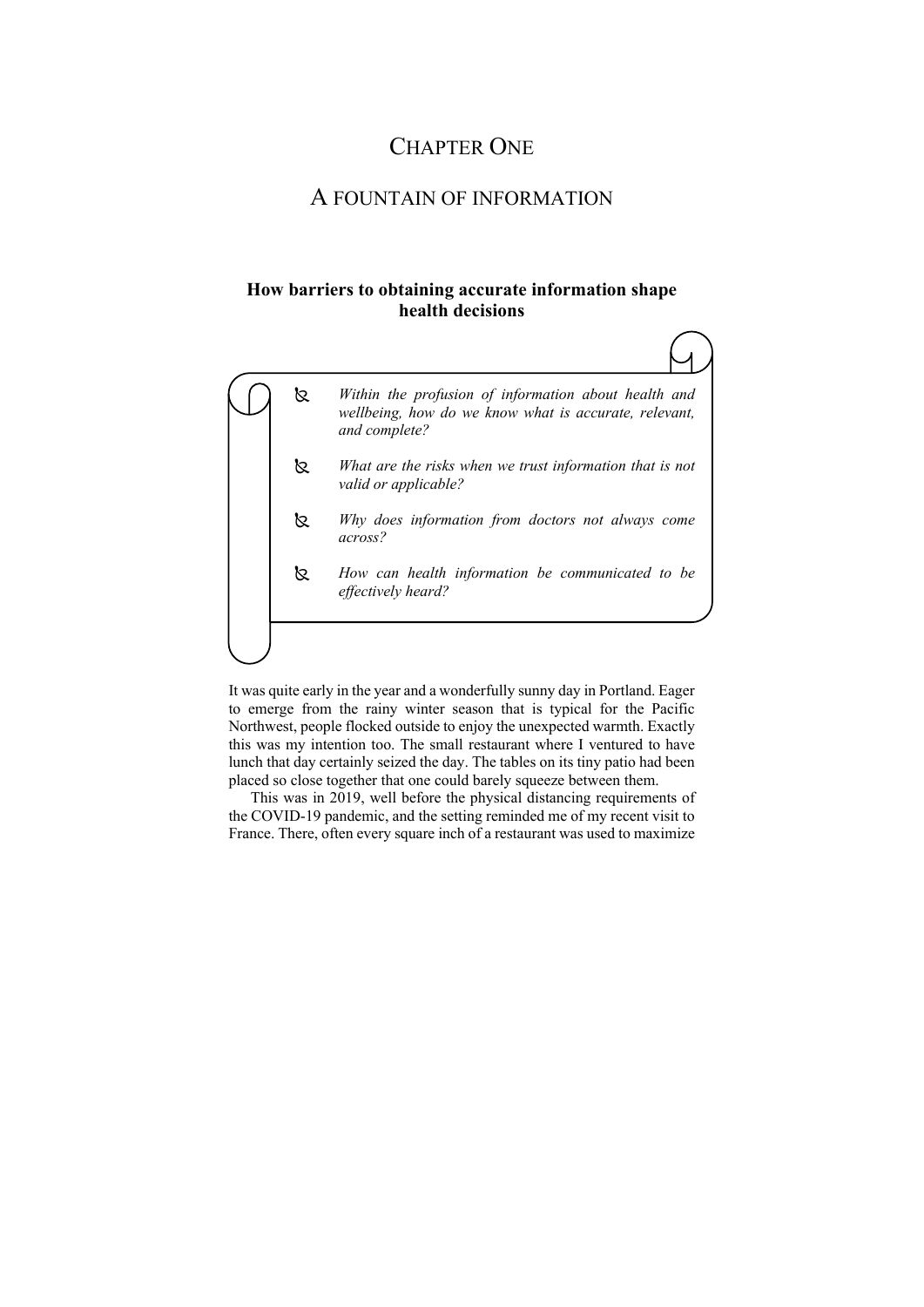# Chapter One

# A fountain of information

### How barriers to obtaining accurate information shape health decisions

- *Within the profusion of information about health and wellbeing, how do we know what is accurate, relevant, and complete?*
- *What are the risks when we trust information that is not valid or applicable?*
- *Why does information from doctors not always come across?*
- *How can health information be communicated to be effectively heard?*

It was quite early in the year and a wonderfully sunny day in Portland. Eager to emerge from the rainy winter season that is typical for the Pacific Northwest, people flocked outside to enjoy the unexpected warmth. Exactly this was my intention too. The small restaurant where I ventured to have lunch that day certainly seized the day. The tables on its tiny patio had been placed so close together that one could barely squeeze between them.

This was in 2019, well before the physical distancing requirements of the COVID-19 pandemic, and the setting reminded me of my recent visit to France. There, often every square inch of a restaurant was used to maximize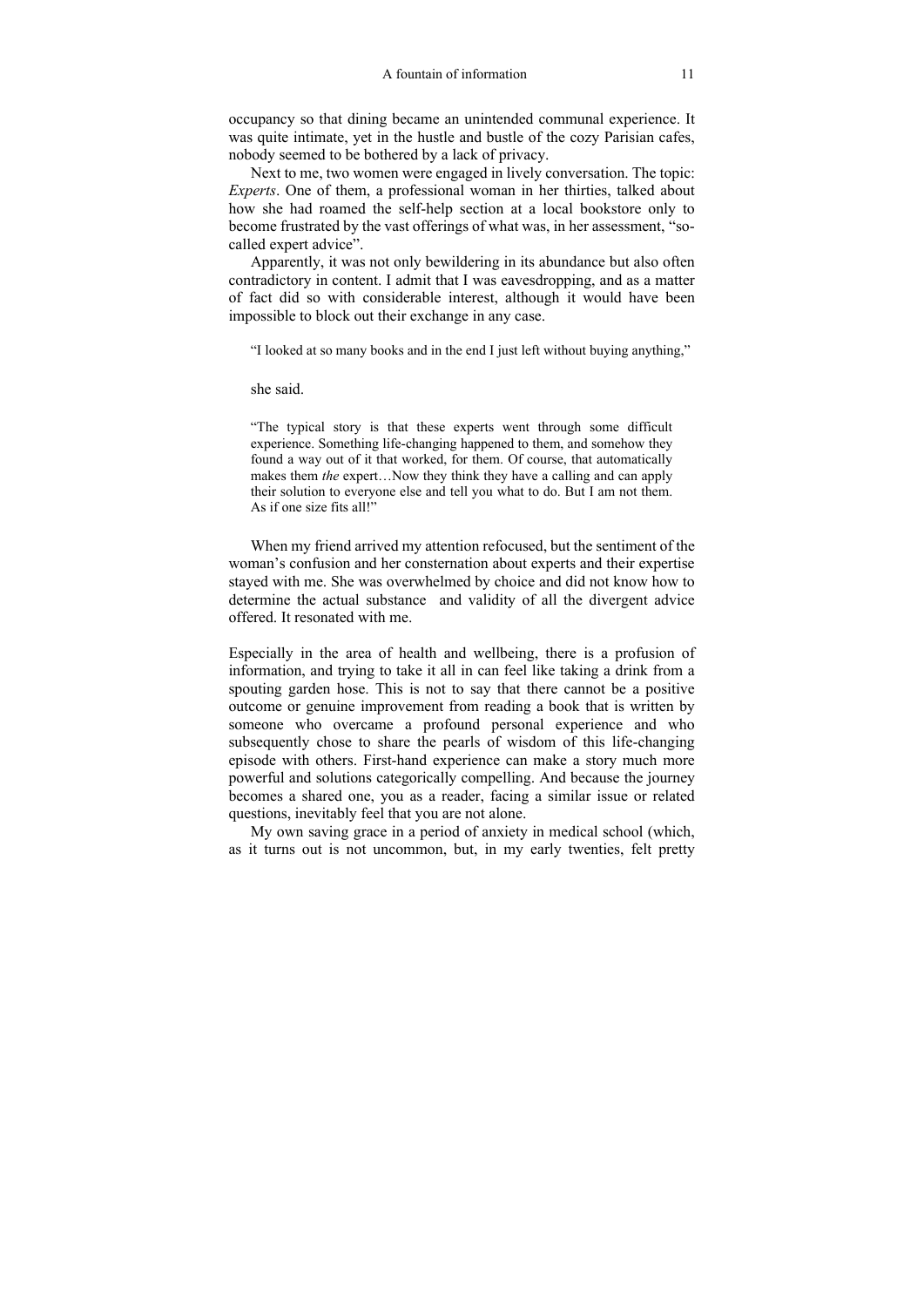occupancy so that dining became an unintended communal experience. It was quite intimate, yet in the hustle and bustle of the cozy Parisian cafes, nobody seemed to be bothered by a lack of privacy.

Next to me, two women were engaged in lively conversation. The topic: *Experts*. One of them, a professional woman in her thirties, talked about how she had roamed the self-help section at a local bookstore only to become frustrated by the vast offerings of what was, in her assessment, "so-called expert advice".

Apparently, it was not only bewildering in its abundance but also often contradictory in content. I admit that I was eavesdropping, and as a matter of fact did so with considerable interest, although it would have been impossible to block out their exchange in any case.

> "I looked at so many books and in the end I just left without buying anything,"

she said.

> "The typical story is that these experts went through some difficult experience. Something life-changing happened to them, and somehow they found a way out of it that worked, for them. Of course, that automatically makes them *the* expert…Now they think they have a calling and can apply their solution to everyone else and tell you what to do. But I am not them. As if one size fits all!"

When my friend arrived my attention refocused, but the sentiment of the woman's confusion and her consternation about experts and their expertise stayed with me. She was overwhelmed by choice and did not know how to determine the actual substance and validity of all the divergent advice offered. It resonated with me.

Especially in the area of health and wellbeing, there is a profusion of information, and trying to take it all in can feel like taking a drink from a spouting garden hose. This is not to say that there cannot be a positive outcome or genuine improvement from reading a book that is written by someone who overcame a profound personal experience and who subsequently chose to share the pearls of wisdom of this life-changing episode with others. First-hand experience can make a story much more powerful and solutions categorically compelling. And because the journey becomes a shared one, you as a reader, facing a similar issue or related questions, inevitably feel that you are not alone.

My own saving grace in a period of anxiety in medical school (which, as it turns out is not uncommon, but, in my early twenties, felt pretty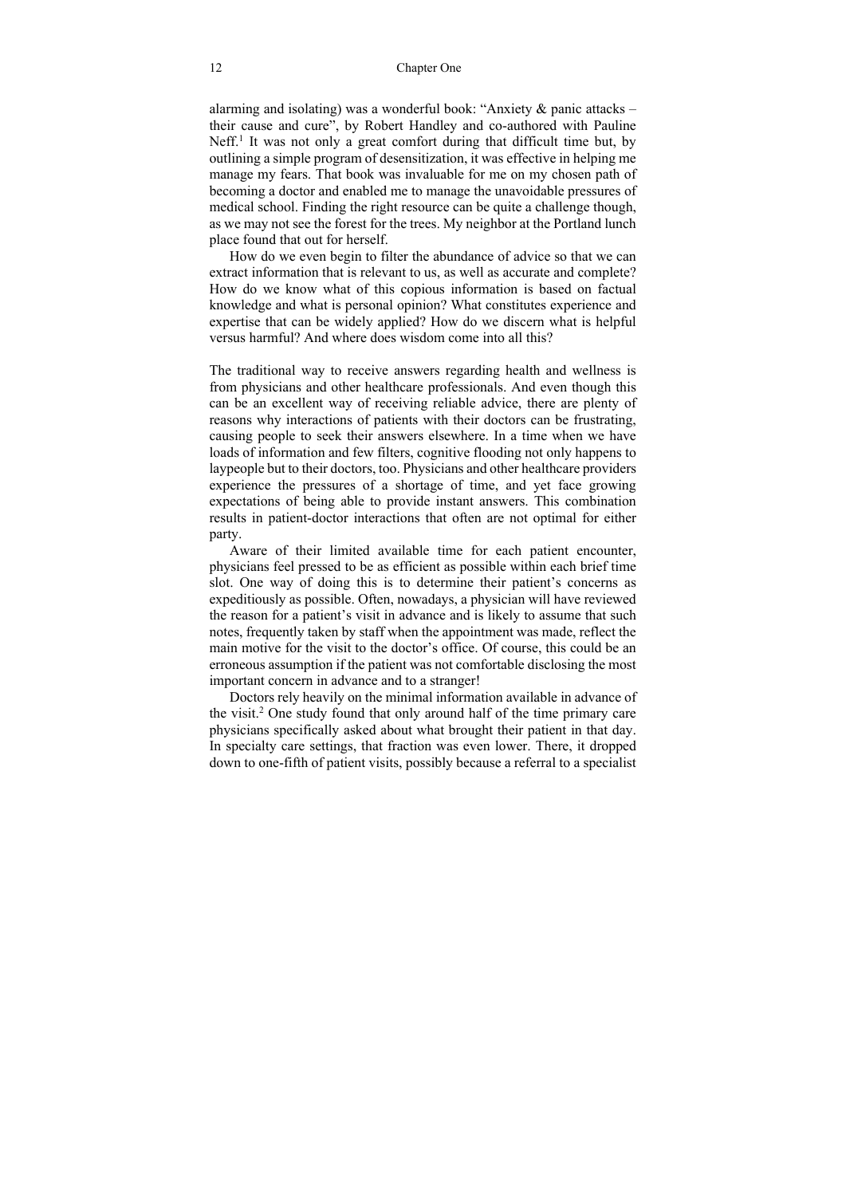alarming and isolating) was a wonderful book: "Anxiety & panic attacks – their cause and cure", by Robert Handley and co-authored with Pauline Neff.[1] It was not only a great comfort during that difficult time but, by outlining a simple program of desensitization, it was effective in helping me manage my fears. That book was invaluable for me on my chosen path of becoming a doctor and enabled me to manage the unavoidable pressures of medical school. Finding the right resource can be quite a challenge though, as we may not see the forest for the trees. My neighbor at the Portland lunch place found that out for herself.

How do we even begin to filter the abundance of advice so that we can extract information that is relevant to us, as well as accurate and complete? How do we know what of this copious information is based on factual knowledge and what is personal opinion? What constitutes experience and expertise that can be widely applied? How do we discern what is helpful versus harmful? And where does wisdom come into all this?

The traditional way to receive answers regarding health and wellness is from physicians and other healthcare professionals. And even though this can be an excellent way of receiving reliable advice, there are plenty of reasons why interactions of patients with their doctors can be frustrating, causing people to seek their answers elsewhere. In a time when we have loads of information and few filters, cognitive flooding not only happens to laypeople but to their doctors, too. Physicians and other healthcare providers experience the pressures of a shortage of time, and yet face growing expectations of being able to provide instant answers. This combination results in patient-doctor interactions that often are not optimal for either party.

Aware of their limited available time for each patient encounter, physicians feel pressed to be as efficient as possible within each brief time slot. One way of doing this is to determine their patient's concerns as expeditiously as possible. Often, nowadays, a physician will have reviewed the reason for a patient's visit in advance and is likely to assume that such notes, frequently taken by staff when the appointment was made, reflect the main motive for the visit to the doctor's office. Of course, this could be an erroneous assumption if the patient was not comfortable disclosing the most important concern in advance and to a stranger!

Doctors rely heavily on the minimal information available in advance of the visit.[2] One study found that only around half of the time primary care physicians specifically asked about what brought their patient in that day. In specialty care settings, that fraction was even lower. There, it dropped down to one-fifth of patient visits, possibly because a referral to a specialist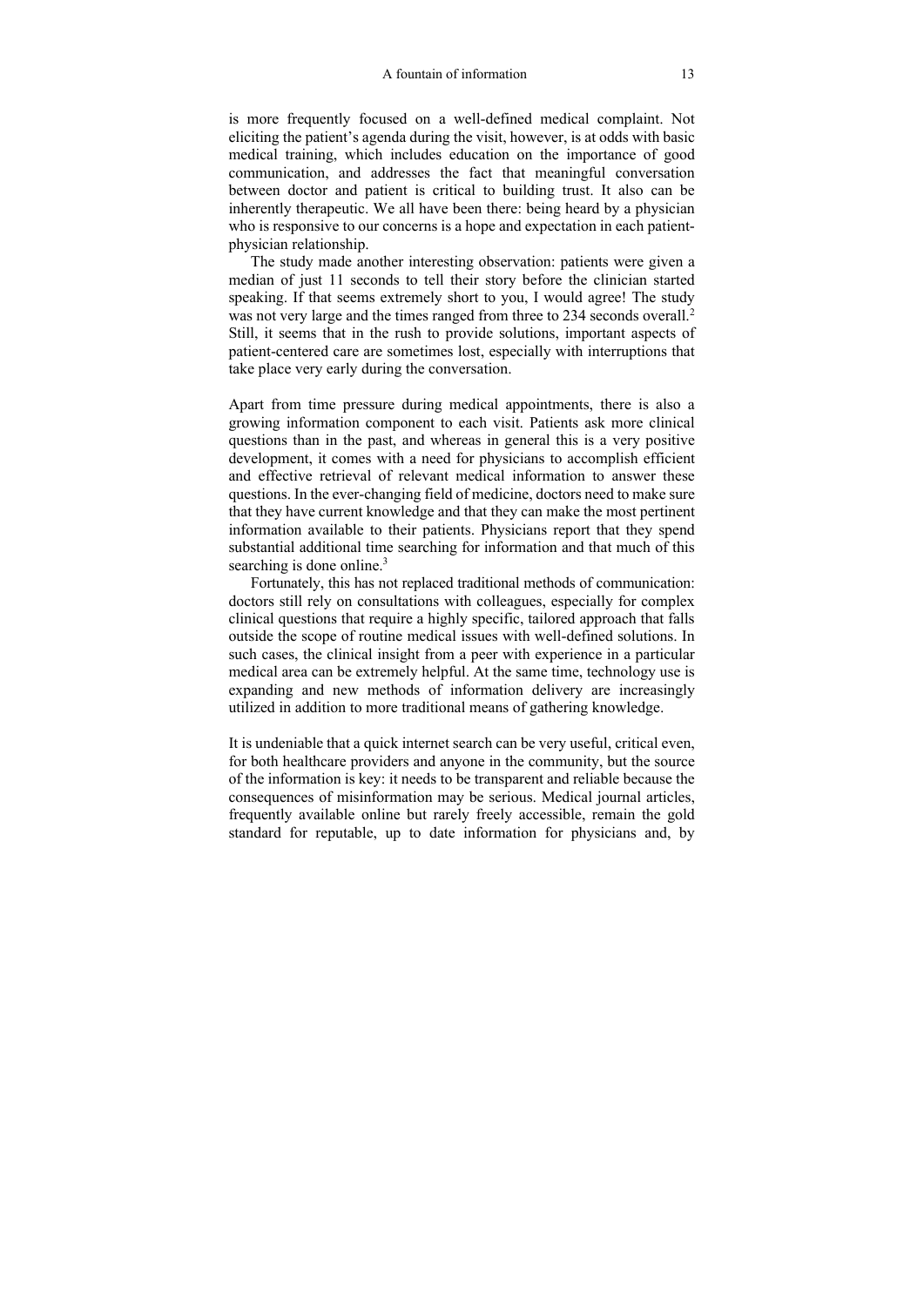is more frequently focused on a well-defined medical complaint. Not eliciting the patient's agenda during the visit, however, is at odds with basic medical training, which includes education on the importance of good communication, and addresses the fact that meaningful conversation between doctor and patient is critical to building trust. It also can be inherently therapeutic. We all have been there: being heard by a physician who is responsive to our concerns is a hope and expectation in each patient-physician relationship.

The study made another interesting observation: patients were given a median of just 11 seconds to tell their story before the clinician started speaking. If that seems extremely short to you, I would agree! The study was not very large and the times ranged from three to 234 seconds overall.[2] Still, it seems that in the rush to provide solutions, important aspects of patient-centered care are sometimes lost, especially with interruptions that take place very early during the conversation.

Apart from time pressure during medical appointments, there is also a growing information component to each visit. Patients ask more clinical questions than in the past, and whereas in general this is a very positive development, it comes with a need for physicians to accomplish efficient and effective retrieval of relevant medical information to answer these questions. In the ever-changing field of medicine, doctors need to make sure that they have current knowledge and that they can make the most pertinent information available to their patients. Physicians report that they spend substantial additional time searching for information and that much of this searching is done online.[3]

Fortunately, this has not replaced traditional methods of communication: doctors still rely on consultations with colleagues, especially for complex clinical questions that require a highly specific, tailored approach that falls outside the scope of routine medical issues with well-defined solutions. In such cases, the clinical insight from a peer with experience in a particular medical area can be extremely helpful. At the same time, technology use is expanding and new methods of information delivery are increasingly utilized in addition to more traditional means of gathering knowledge.

It is undeniable that a quick internet search can be very useful, critical even, for both healthcare providers and anyone in the community, but the source of the information is key: it needs to be transparent and reliable because the consequences of misinformation may be serious. Medical journal articles, frequently available online but rarely freely accessible, remain the gold standard for reputable, up to date information for physicians and, by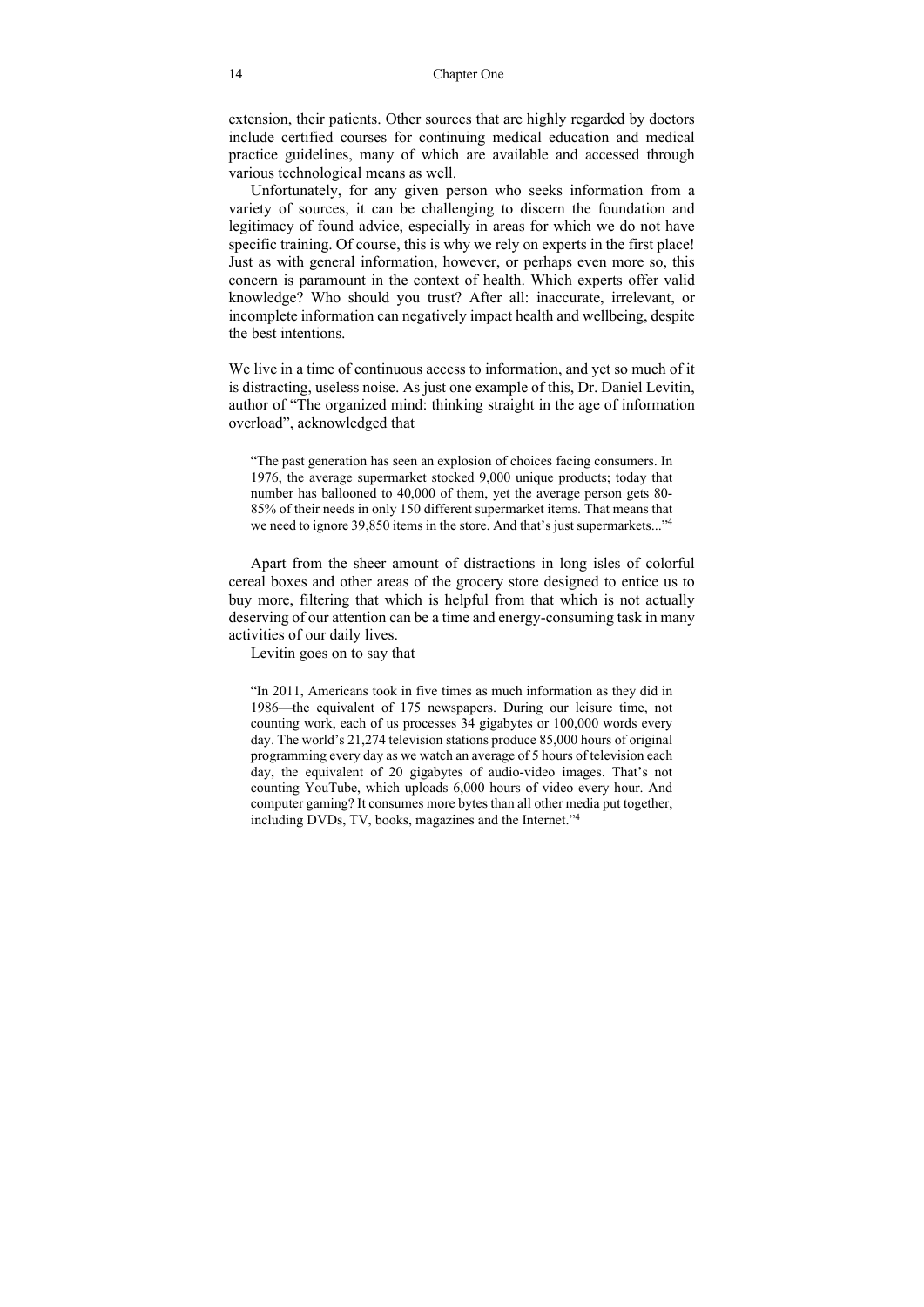extension, their patients. Other sources that are highly regarded by doctors include certified courses for continuing medical education and medical practice guidelines, many of which are available and accessed through various technological means as well.

Unfortunately, for any given person who seeks information from a variety of sources, it can be challenging to discern the foundation and legitimacy of found advice, especially in areas for which we do not have specific training. Of course, this is why we rely on experts in the first place! Just as with general information, however, or perhaps even more so, this concern is paramount in the context of health. Which experts offer valid knowledge? Who should you trust? After all: inaccurate, irrelevant, or incomplete information can negatively impact health and wellbeing, despite the best intentions.

We live in a time of continuous access to information, and yet so much of it is distracting, useless noise. As just one example of this, Dr. Daniel Levitin, author of "The organized mind: thinking straight in the age of information overload", acknowledged that

> "The past generation has seen an explosion of choices facing consumers. In 1976, the average supermarket stocked 9,000 unique products; today that number has ballooned to 40,000 of them, yet the average person gets 80-85% of their needs in only 150 different supermarket items. That means that we need to ignore 39,850 items in the store. And that's just supermarkets..."[4]

Apart from the sheer amount of distractions in long isles of colorful cereal boxes and other areas of the grocery store designed to entice us to buy more, filtering that which is helpful from that which is not actually deserving of our attention can be a time and energy-consuming task in many activities of our daily lives.

Levitin goes on to say that

> "In 2011, Americans took in five times as much information as they did in 1986—the equivalent of 175 newspapers. During our leisure time, not counting work, each of us processes 34 gigabytes or 100,000 words every day. The world's 21,274 television stations produce 85,000 hours of original programming every day as we watch an average of 5 hours of television each day, the equivalent of 20 gigabytes of audio-video images. That's not counting YouTube, which uploads 6,000 hours of video every hour. And computer gaming? It consumes more bytes than all other media put together, including DVDs, TV, books, magazines and the Internet."[4]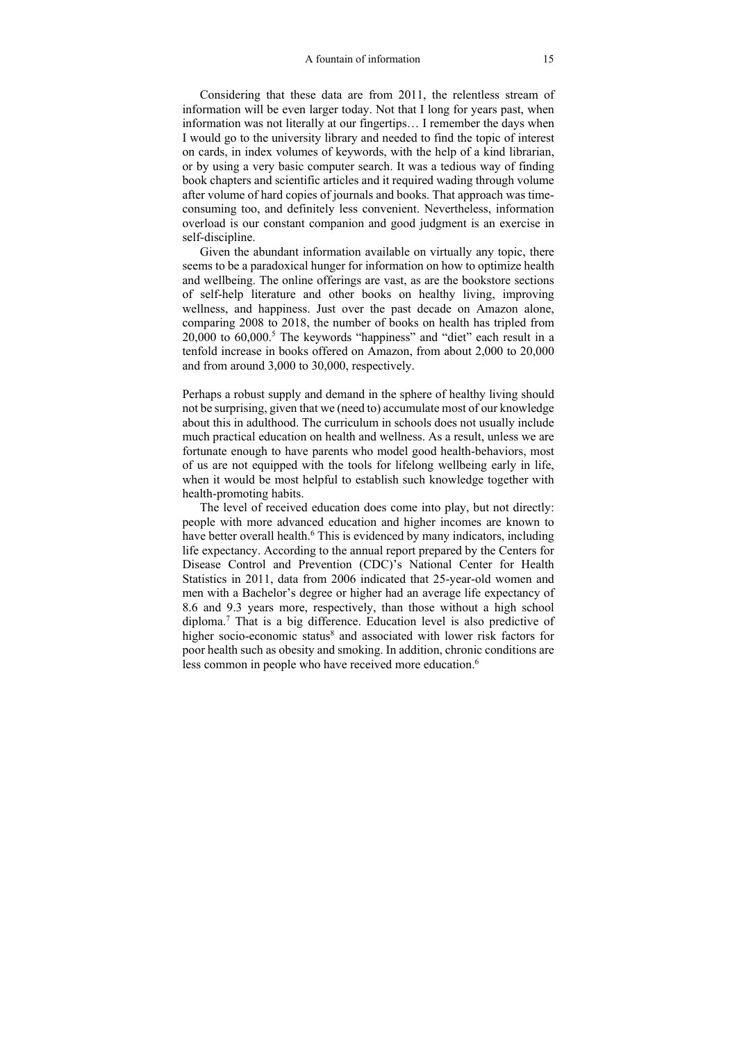Considering that these data are from 2011, the relentless stream of information will be even larger today. Not that I long for years past, when information was not literally at our fingertips… I remember the days when I would go to the university library and needed to find the topic of interest on cards, in index volumes of keywords, with the help of a kind librarian, or by using a very basic computer search. It was a tedious way of finding book chapters and scientific articles and it required wading through volume after volume of hard copies of journals and books. That approach was time-consuming too, and definitely less convenient. Nevertheless, information overload is our constant companion and good judgment is an exercise in self-discipline.

Given the abundant information available on virtually any topic, there seems to be a paradoxical hunger for information on how to optimize health and wellbeing. The online offerings are vast, as are the bookstore sections of self-help literature and other books on healthy living, improving wellness, and happiness. Just over the past decade on Amazon alone, comparing 2008 to 2018, the number of books on health has tripled from 20,000 to 60,000.[5] The keywords "happiness" and "diet" each result in a tenfold increase in books offered on Amazon, from about 2,000 to 20,000 and from around 3,000 to 30,000, respectively.

Perhaps a robust supply and demand in the sphere of healthy living should not be surprising, given that we (need to) accumulate most of our knowledge about this in adulthood. The curriculum in schools does not usually include much practical education on health and wellness. As a result, unless we are fortunate enough to have parents who model good health-behaviors, most of us are not equipped with the tools for lifelong wellbeing early in life, when it would be most helpful to establish such knowledge together with health-promoting habits.

The level of received education does come into play, but not directly: people with more advanced education and higher incomes are known to have better overall health.[6] This is evidenced by many indicators, including life expectancy. According to the annual report prepared by the Centers for Disease Control and Prevention (CDC)'s National Center for Health Statistics in 2011, data from 2006 indicated that 25-year-old women and men with a Bachelor's degree or higher had an average life expectancy of 8.6 and 9.3 years more, respectively, than those without a high school diploma.[7] That is a big difference. Education level is also predictive of higher socio-economic status[8] and associated with lower risk factors for poor health such as obesity and smoking. In addition, chronic conditions are less common in people who have received more education.[6]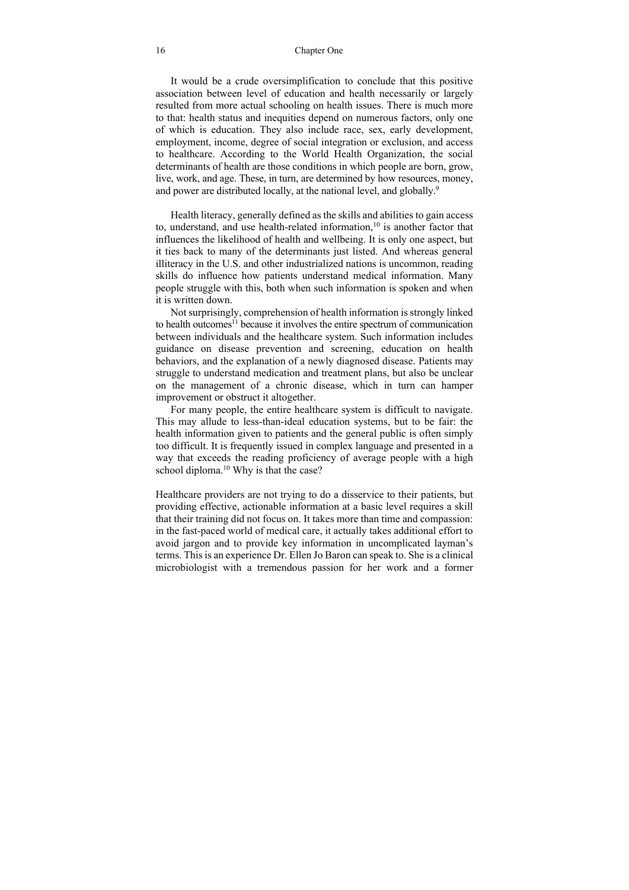It would be a crude oversimplification to conclude that this positive association between level of education and health necessarily or largely resulted from more actual schooling on health issues. There is much more to that: health status and inequities depend on numerous factors, only one of which is education. They also include race, sex, early development, employment, income, degree of social integration or exclusion, and access to healthcare. According to the World Health Organization, the social determinants of health are those conditions in which people are born, grow, live, work, and age. These, in turn, are determined by how resources, money, and power are distributed locally, at the national level, and globally.[9]

Health literacy, generally defined as the skills and abilities to gain access to, understand, and use health-related information,[10] is another factor that influences the likelihood of health and wellbeing. It is only one aspect, but it ties back to many of the determinants just listed. And whereas general illiteracy in the U.S. and other industrialized nations is uncommon, reading skills do influence how patients understand medical information. Many people struggle with this, both when such information is spoken and when it is written down.

Not surprisingly, comprehension of health information is strongly linked to health outcomes[11] because it involves the entire spectrum of communication between individuals and the healthcare system. Such information includes guidance on disease prevention and screening, education on health behaviors, and the explanation of a newly diagnosed disease. Patients may struggle to understand medication and treatment plans, but also be unclear on the management of a chronic disease, which in turn can hamper improvement or obstruct it altogether.

For many people, the entire healthcare system is difficult to navigate. This may allude to less-than-ideal education systems, but to be fair: the health information given to patients and the general public is often simply too difficult. It is frequently issued in complex language and presented in a way that exceeds the reading proficiency of average people with a high school diploma.[10] Why is that the case?

Healthcare providers are not trying to do a disservice to their patients, but providing effective, actionable information at a basic level requires a skill that their training did not focus on. It takes more than time and compassion: in the fast-paced world of medical care, it actually takes additional effort to avoid jargon and to provide key information in uncomplicated layman's terms. This is an experience Dr. Ellen Jo Baron can speak to. She is a clinical microbiologist with a tremendous passion for her work and a former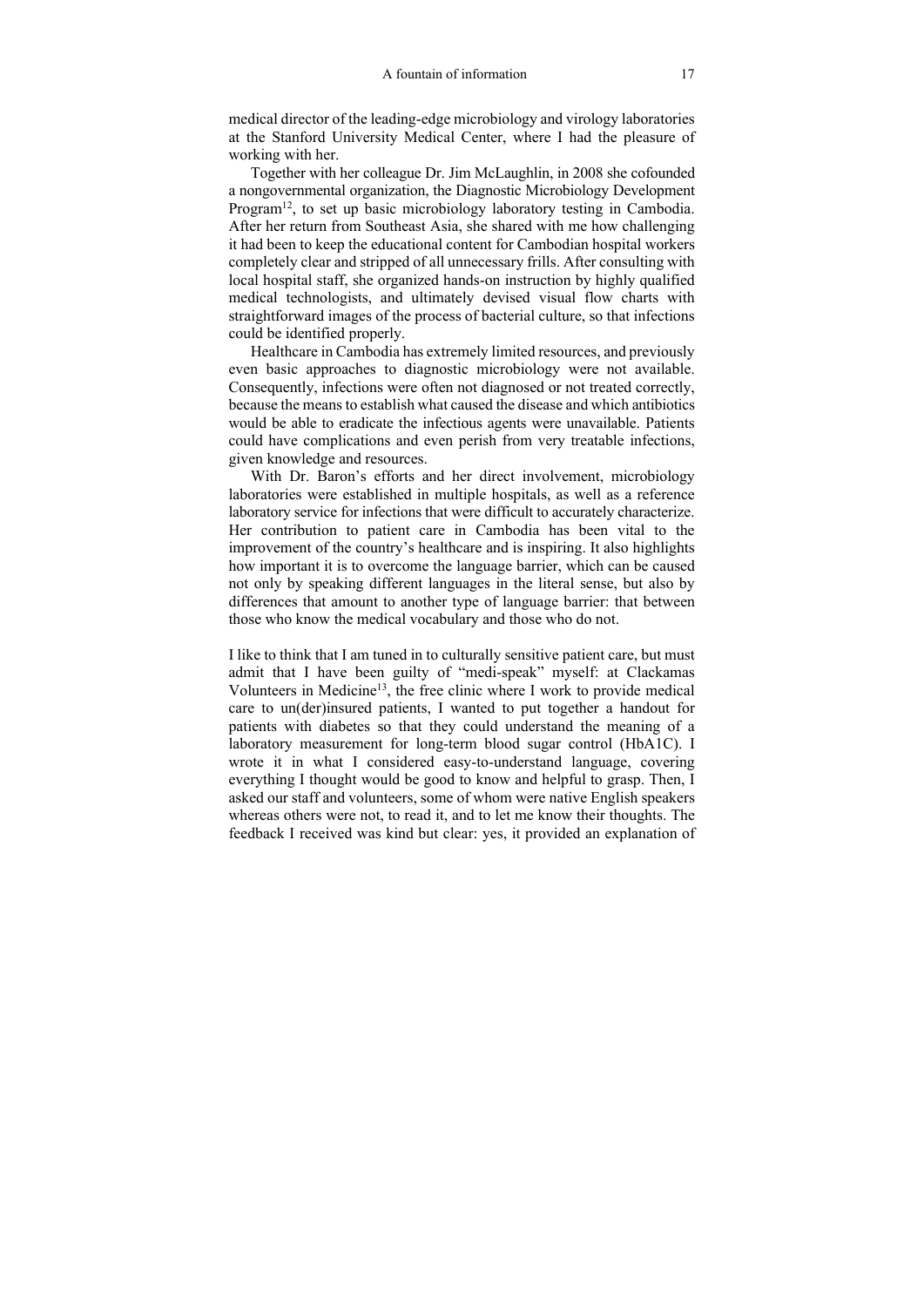medical director of the leading-edge microbiology and virology laboratories at the Stanford University Medical Center, where I had the pleasure of working with her.

Together with her colleague Dr. Jim McLaughlin, in 2008 she cofounded a nongovernmental organization, the Diagnostic Microbiology Development Program[12], to set up basic microbiology laboratory testing in Cambodia. After her return from Southeast Asia, she shared with me how challenging it had been to keep the educational content for Cambodian hospital workers completely clear and stripped of all unnecessary frills. After consulting with local hospital staff, she organized hands-on instruction by highly qualified medical technologists, and ultimately devised visual flow charts with straightforward images of the process of bacterial culture, so that infections could be identified properly.

Healthcare in Cambodia has extremely limited resources, and previously even basic approaches to diagnostic microbiology were not available. Consequently, infections were often not diagnosed or not treated correctly, because the means to establish what caused the disease and which antibiotics would be able to eradicate the infectious agents were unavailable. Patients could have complications and even perish from very treatable infections, given knowledge and resources.

With Dr. Baron's efforts and her direct involvement, microbiology laboratories were established in multiple hospitals, as well as a reference laboratory service for infections that were difficult to accurately characterize. Her contribution to patient care in Cambodia has been vital to the improvement of the country's healthcare and is inspiring. It also highlights how important it is to overcome the language barrier, which can be caused not only by speaking different languages in the literal sense, but also by differences that amount to another type of language barrier: that between those who know the medical vocabulary and those who do not.

I like to think that I am tuned in to culturally sensitive patient care, but must admit that I have been guilty of "medi-speak" myself: at Clackamas Volunteers in Medicine[13], the free clinic where I work to provide medical care to un(der)insured patients, I wanted to put together a handout for patients with diabetes so that they could understand the meaning of a laboratory measurement for long-term blood sugar control (HbA1C). I wrote it in what I considered easy-to-understand language, covering everything I thought would be good to know and helpful to grasp. Then, I asked our staff and volunteers, some of whom were native English speakers whereas others were not, to read it, and to let me know their thoughts. The feedback I received was kind but clear: yes, it provided an explanation of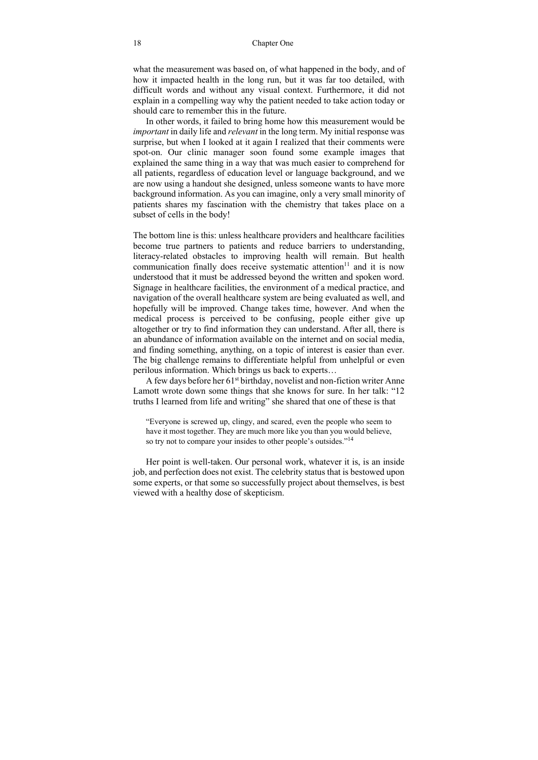what the measurement was based on, of what happened in the body, and of how it impacted health in the long run, but it was far too detailed, with difficult words and without any visual context. Furthermore, it did not explain in a compelling way why the patient needed to take action today or should care to remember this in the future.

In other words, it failed to bring home how this measurement would be *important* in daily life and *relevant* in the long term. My initial response was surprise, but when I looked at it again I realized that their comments were spot-on. Our clinic manager soon found some example images that explained the same thing in a way that was much easier to comprehend for all patients, regardless of education level or language background, and we are now using a handout she designed, unless someone wants to have more background information. As you can imagine, only a very small minority of patients shares my fascination with the chemistry that takes place on a subset of cells in the body!

The bottom line is this: unless healthcare providers and healthcare facilities become true partners to patients and reduce barriers to understanding, literacy-related obstacles to improving health will remain. But health communication finally does receive systematic attention[11] and it is now understood that it must be addressed beyond the written and spoken word. Signage in healthcare facilities, the environment of a medical practice, and navigation of the overall healthcare system are being evaluated as well, and hopefully will be improved. Change takes time, however. And when the medical process is perceived to be confusing, people either give up altogether or try to find information they can understand. After all, there is an abundance of information available on the internet and on social media, and finding something, anything, on a topic of interest is easier than ever. The big challenge remains to differentiate helpful from unhelpful or even perilous information. Which brings us back to experts…

A few days before her 61st birthday, novelist and non-fiction writer Anne Lamott wrote down some things that she knows for sure. In her talk: "12 truths I learned from life and writing" she shared that one of these is that

> "Everyone is screwed up, clingy, and scared, even the people who seem to have it most together. They are much more like you than you would believe, so try not to compare your insides to other people's outsides."[14]

Her point is well-taken. Our personal work, whatever it is, is an inside job, and perfection does not exist. The celebrity status that is bestowed upon some experts, or that some so successfully project about themselves, is best viewed with a healthy dose of skepticism.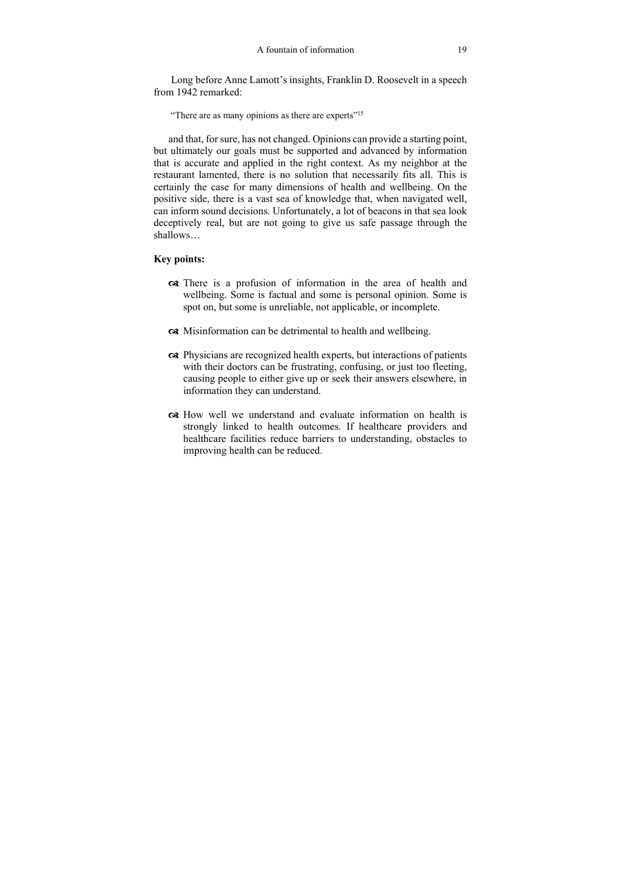Long before Anne Lamott's insights, Franklin D. Roosevelt in a speech from 1942 remarked:

> "There are as many opinions as there are experts"[15]

and that, for sure, has not changed. Opinions can provide a starting point, but ultimately our goals must be supported and advanced by information that is accurate and applied in the right context. As my neighbor at the restaurant lamented, there is no solution that necessarily fits all. This is certainly the case for many dimensions of health and wellbeing. On the positive side, there is a vast sea of knowledge that, when navigated well, can inform sound decisions. Unfortunately, a lot of beacons in that sea look deceptively real, but are not going to give us safe passage through the shallows…

**Key points:**

- There is a profusion of information in the area of health and wellbeing. Some is factual and some is personal opinion. Some is spot on, but some is unreliable, not applicable, or incomplete.
- Misinformation can be detrimental to health and wellbeing.
- Physicians are recognized health experts, but interactions of patients with their doctors can be frustrating, confusing, or just too fleeting, causing people to either give up or seek their answers elsewhere, in information they can understand.
- How well we understand and evaluate information on health is strongly linked to health outcomes. If healthcare providers and healthcare facilities reduce barriers to understanding, obstacles to improving health can be reduced.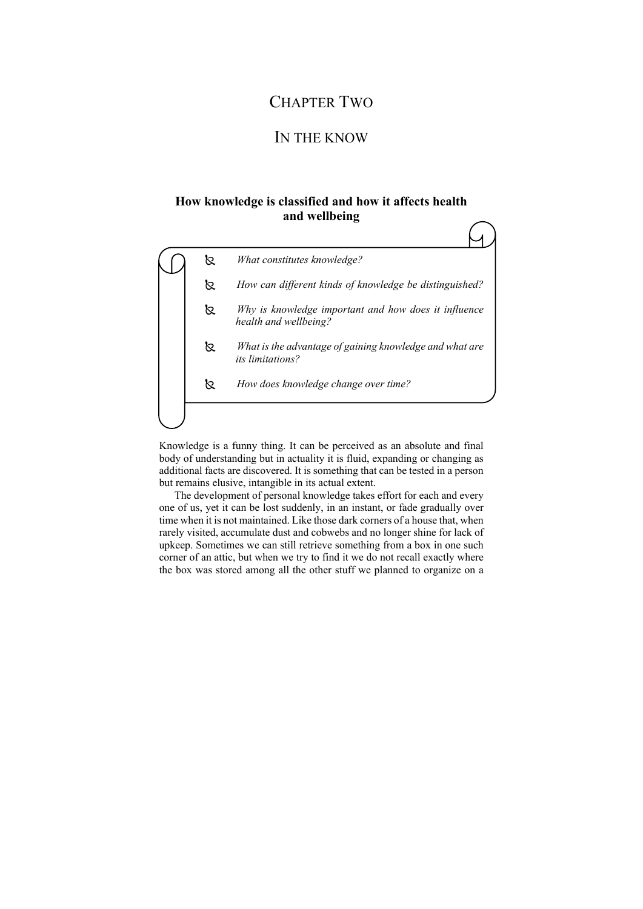# CHAPTER TWO

# IN THE KNOW

### How knowledge is classified and how it affects health and wellbeing

- *What constitutes knowledge?*
- *How can different kinds of knowledge be distinguished?*
- *Why is knowledge important and how does it influence health and wellbeing?*
- *What is the advantage of gaining knowledge and what are its limitations?*
- *How does knowledge change over time?*

Knowledge is a funny thing. It can be perceived as an absolute and final body of understanding but in actuality it is fluid, expanding or changing as additional facts are discovered. It is something that can be tested in a person but remains elusive, intangible in its actual extent.

The development of personal knowledge takes effort for each and every one of us, yet it can be lost suddenly, in an instant, or fade gradually over time when it is not maintained. Like those dark corners of a house that, when rarely visited, accumulate dust and cobwebs and no longer shine for lack of upkeep. Sometimes we can still retrieve something from a box in one such corner of an attic, but when we try to find it we do not recall exactly where the box was stored among all the other stuff we planned to organize on a